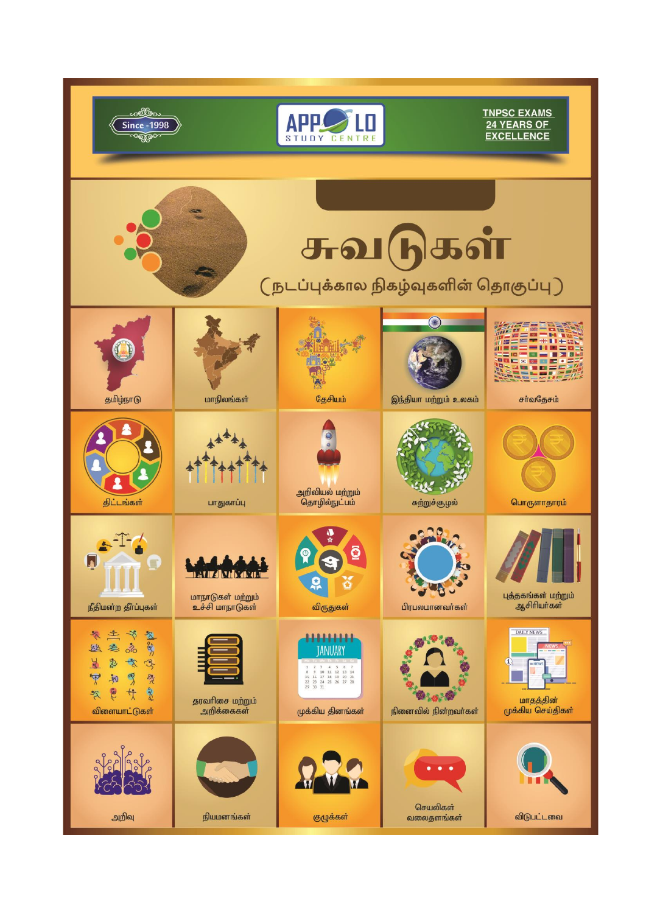Since -1998

APPOLLO STUDY CENTRE

TNPSC EXAMS
24 YEARS OF
EXCELLENCE

# சுவடுகள்

(நடப்புக்கால நிகழ்வுகளின் தொகுப்பு)

- தமிழ்நாடு
- மாநிலங்கள்
- தேசியம்
- இந்தியா மற்றும் உலகம்
- சர்வதேசம்
- திட்டங்கள்
- பாதுகாப்பு
- அறிவியல் மற்றும் தொழில்நுட்பம்
- சுற்றுச்சூழல்
- பொருளாதாரம்
- நீதிமன்ற தீர்ப்புகள்
- மாநாடுகள் மற்றும் உச்சி மாநாடுகள்
- விருதுகள்
- பிரபலமானவர்கள்
- புத்தகங்கள் மற்றும் ஆசிரியர்கள்
- விளையாட்டுகள்
- தரவரிசை மற்றும் அறிக்கைகள்
- முக்கிய தினங்கள்
- நினைவில் நின்றவர்கள்
- மாதத்தின் முக்கிய செய்திகள்
- அறிவு
- நியமனங்கள்
- குழுக்கள்
- செயலிகள் வலைதளங்கள்
- விடுபட்டவை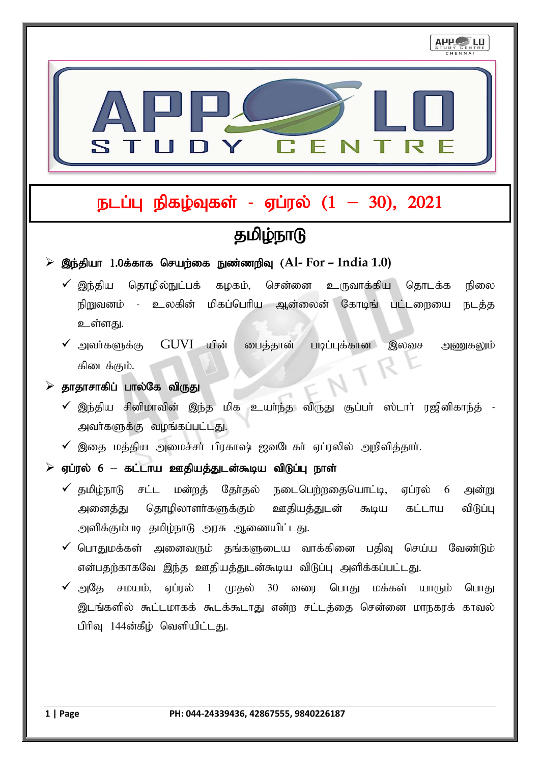# நடப்பு நிகழ்வுகள் - ஏப்ரல் (1 – 30), 2021

## தமிழ்நாடு

- **இந்தியா 1.0க்காக செயற்கை நுண்ணறிவு (AI- For – India 1.0)**
  - ✓ இந்திய தொழில்நுட்பக் கழகம், சென்னை உருவாக்கிய தொடக்க நிலை நிறுவனம் - உலகின் மிகப்பெரிய ஆன்லைன் கோடிங் பட்டறையை நடத்த உள்ளது.
  - ✓ அவர்களுக்கு GUVI யின் பைத்தான் படிப்புக்கான இலவச அணுகலும் கிடைக்கும்.
- **தாதாசாகிப் பால்கே விருது**
  - ✓ இந்திய சினிமாவின் இந்த மிக உயர்ந்த விருது சூப்பர் ஸ்டார் ரஜினிகாந்த் - அவர்களுக்கு வழங்கப்பட்டது.
  - ✓ இதை மத்திய அமைச்சர் பிரகாஷ் ஜவடேகர் ஏப்ரலில் அறிவித்தார்.
- **ஏப்ரல் 6 – கட்டாய ஊதியத்துடன்கூடிய விடுப்பு நாள்**
  - ✓ தமிழ்நாடு சட்ட மன்றத் தேர்தல் நடைபெற்றதையொட்டி, ஏப்ரல் 6 அன்று அனைத்து தொழிலாளர்களுக்கும் ஊதியத்துடன் கூடிய கட்டாய விடுப்பு அளிக்கும்படி தமிழ்நாடு அரசு ஆணையிட்டது.
  - ✓ பொதுமக்கள் அனைவரும் தங்களுடைய வாக்கினை பதிவு செய்ய வேண்டும் என்பதற்காகவே இந்த ஊதியத்துடன்கூடிய விடுப்பு அளிக்கப்பட்டது.
  - ✓ அதே சமயம், ஏப்ரல் 1 முதல் 30 வரை பொது மக்கள் யாரும் பொது இடங்களில் கூட்டமாகக் கூடக்கூடாது என்ற சட்டத்தை சென்னை மாநகரக் காவல் பிரிவு 144ன்கீழ் வெளியிட்டது.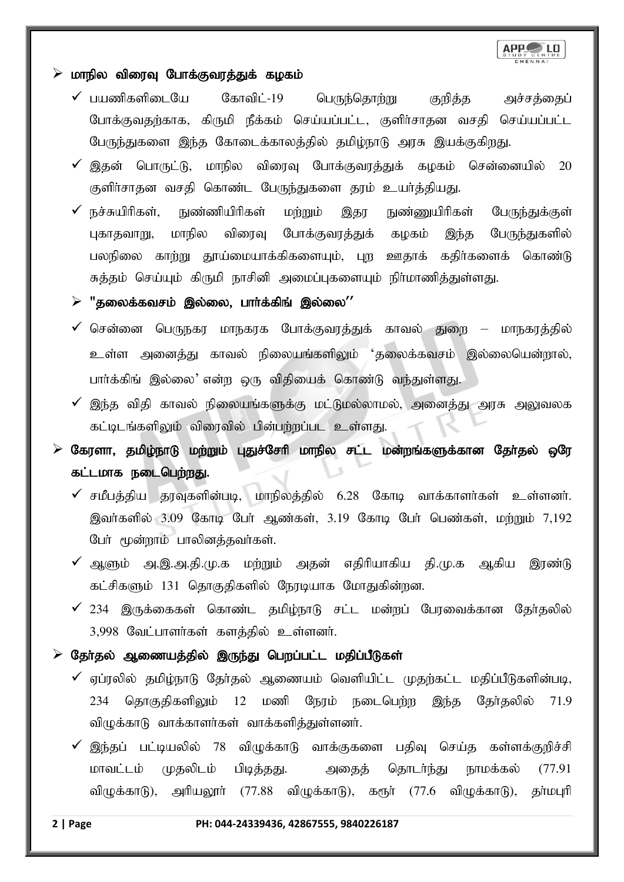- **மாநில விரைவு போக்குவரத்துக் கழகம்**
  - ✓ பயணிகளிடையே கோவிட்-19 பெருந்தொற்று குறித்த அச்சத்தைப் போக்குவதற்காக, கிருமி நீக்கம் செய்யப்பட்ட, குளிர்சாதன வசதி செய்யப்பட்ட பேருந்துகளை இந்த கோடைக்காலத்தில் தமிழ்நாடு அரசு இயக்குகிறது.
  - ✓ இதன் பொருட்டு, மாநில விரைவு போக்குவரத்துக் கழகம் சென்னையில் 20 குளிர்சாதன வசதி கொண்ட பேருந்துகளை தரம் உயர்த்தியது.
  - ✓ நச்சுயிரிகள், நுண்ணியிரிகள் மற்றும் இதர நுண்ணுயிரிகள் பேருந்துக்குள் புகாதவாறு, மாநில விரைவு போக்குவரத்துக் கழகம் இந்த பேருந்துகளில் பலநிலை காற்று தூய்மையாக்கிகளையும், புற ஊதாக் கதிர்களைக் கொண்டு சுத்தம் செய்யும் கிருமி நாசினி அமைப்புகளையும் நிர்மாணித்துள்ளது.

- **"தலைக்கவசம் இல்லை, பார்க்கிங் இல்லை"**
  - ✓ சென்னை பெருநகர மாநகரக போக்குவரத்துக் காவல் துறை – மாநகரத்தில் உள்ள அனைத்து காவல் நிலையங்களிலும் 'தலைக்கவசம் இல்லையென்றால், பார்க்கிங் இல்லை' என்ற ஒரு விதியைக் கொண்டு வந்துள்ளது.
  - ✓ இந்த விதி காவல் நிலையங்களுக்கு மட்டுமல்லாமல், அனைத்து அரசு அலுவலக கட்டிடங்களிலும் விரைவில் பின்பற்றப்பட உள்ளது.

- **கேரளா, தமிழ்நாடு மற்றும் புதுச்சேரி மாநில சட்ட மன்றங்களுக்கான தேர்தல் ஒரே கட்டமாக நடைபெற்றது.**
  - ✓ சமீபத்திய தரவுகளின்படி, மாநிலத்தில் 6.28 கோடி வாக்காளர்கள் உள்ளனர். இவர்களில் 3.09 கோடி பேர் ஆண்கள், 3.19 கோடி பேர் பெண்கள், மற்றும் 7,192 பேர் மூன்றாம் பாலினத்தவர்கள்.
  - ✓ ஆளும் அ.இ.அ.தி.மு.க மற்றும் அதன் எதிரியாகிய தி.மு.க ஆகிய இரண்டு கட்சிகளும் 131 தொகுதிகளில் நேரடியாக மோதுகின்றன.
  - ✓ 234 இருக்கைகள் கொண்ட தமிழ்நாடு சட்ட மன்றப் பேரவைக்கான தேர்தலில் 3,998 வேட்பாளர்கள் களத்தில் உள்ளனர்.

- **தேர்தல் ஆணையத்தில் இருந்து பெறப்பட்ட மதிப்பீடுகள்**
  - ✓ ஏப்ரலில் தமிழ்நாடு தேர்தல் ஆணையம் வெளியிட்ட முதற்கட்ட மதிப்பீடுகளின்படி, 234 தொகுதிகளிலும் 12 மணி நேரம் நடைபெற்ற இந்த தேர்தலில் 71.9 விழுக்காடு வாக்காளர்கள் வாக்களித்துள்ளனர்.
  - ✓ இந்தப் பட்டியலில் 78 விழுக்காடு வாக்குகளை பதிவு செய்த கள்ளக்குறிச்சி மாவட்டம் முதலிடம் பிடித்தது. அதைத் தொடர்ந்து நாமக்கல் (77.91 விழுக்காடு), அரியலூர் (77.88 விழுக்காடு), கரூர் (77.6 விழுக்காடு), தர்மபுரி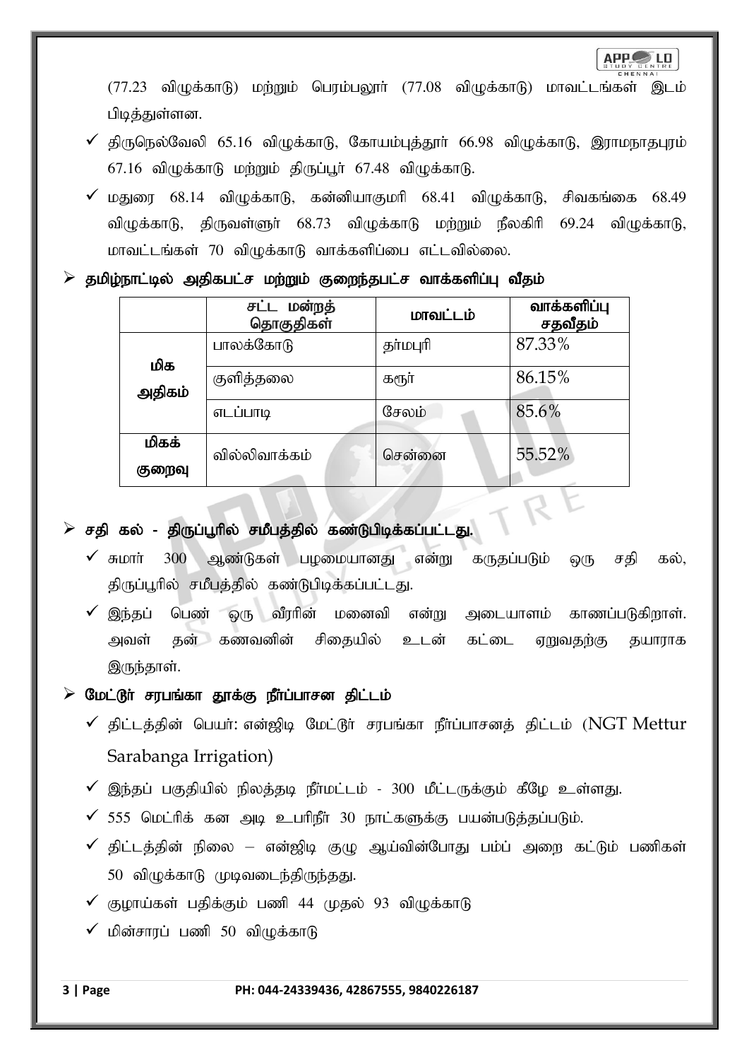(77.23 விழுக்காடு) மற்றும் பெரம்பலூர் (77.08 விழுக்காடு) மாவட்டங்கள் இடம் பிடித்துள்ளன.

- ✓ திருநெல்வேலி 65.16 விழுக்காடு, கோயம்புத்தூர் 66.98 விழுக்காடு, இராமநாதபுரம் 67.16 விழுக்காடு மற்றும் திருப்பூர் 67.48 விழுக்காடு.
- ✓ மதுரை 68.14 விழுக்காடு, கன்னியாகுமரி 68.41 விழுக்காடு, சிவகங்கை 68.49 விழுக்காடு, திருவள்ளூர் 68.73 விழுக்காடு மற்றும் நீலகிரி 69.24 விழுக்காடு, மாவட்டங்கள் 70 விழுக்காடு வாக்களிப்பை எட்டவில்லை.

## ➢ தமிழ்நாட்டில் அதிகபட்ச மற்றும் குறைந்தபட்ச வாக்களிப்பு வீதம்

| | சட்ட மன்றத் தொகுதிகள் | மாவட்டம் | வாக்களிப்பு சதவீதம் |
|---|---|---|---|
| **மிக அதிகம்** | பாலக்கோடு | தர்மபுரி | 87.33% |
| | குளித்தலை | கரூர் | 86.15% |
| | எடப்பாடி | சேலம் | 85.6% |
| **மிகக் குறைவு** | வில்லிவாக்கம் | சென்னை | 55.52% |

## ➢ சதி கல் - திருப்பூரில் சமீபத்தில் கண்டுபிடிக்கப்பட்டது.

- ✓ சுமார் 300 ஆண்டுகள் பழமையானது என்று கருதப்படும் ஒரு சதி கல், திருப்பூரில் சமீபத்தில் கண்டுபிடிக்கப்பட்டது.
- ✓ இந்தப் பெண் ஒரு வீரரின் மனைவி என்று அடையாளம் காணப்படுகிறாள். அவள் தன் கணவனின் சிதையில் உடன் கட்டை ஏறுவதற்கு தயாராக இருந்தாள்.

## ➢ மேட்டூர் சரபங்கா தூக்கு நீர்ப்பாசன திட்டம்

- ✓ திட்டத்தின் பெயர்: என்ஜிடி மேட்டூர் சரபங்கா நீர்ப்பாசனத் திட்டம் (NGT Mettur Sarabanga Irrigation)
- ✓ இந்தப் பகுதியில் நிலத்தடி நீர்மட்டம் - 300 மீட்டருக்கும் கீழே உள்ளது.
- ✓ 555 மெட்ரிக் கன அடி உபரிநீர் 30 நாட்களுக்கு பயன்படுத்தப்படும்.
- ✓ திட்டத்தின் நிலை – என்ஜிடி குழு ஆய்வின்போது பம்ப் அறை கட்டும் பணிகள் 50 விழுக்காடு முடிவடைந்திருந்தது.
- ✓ குழாய்கள் பதிக்கும் பணி 44 முதல் 93 விழுக்காடு
- ✓ மின்சாரப் பணி 50 விழுக்காடு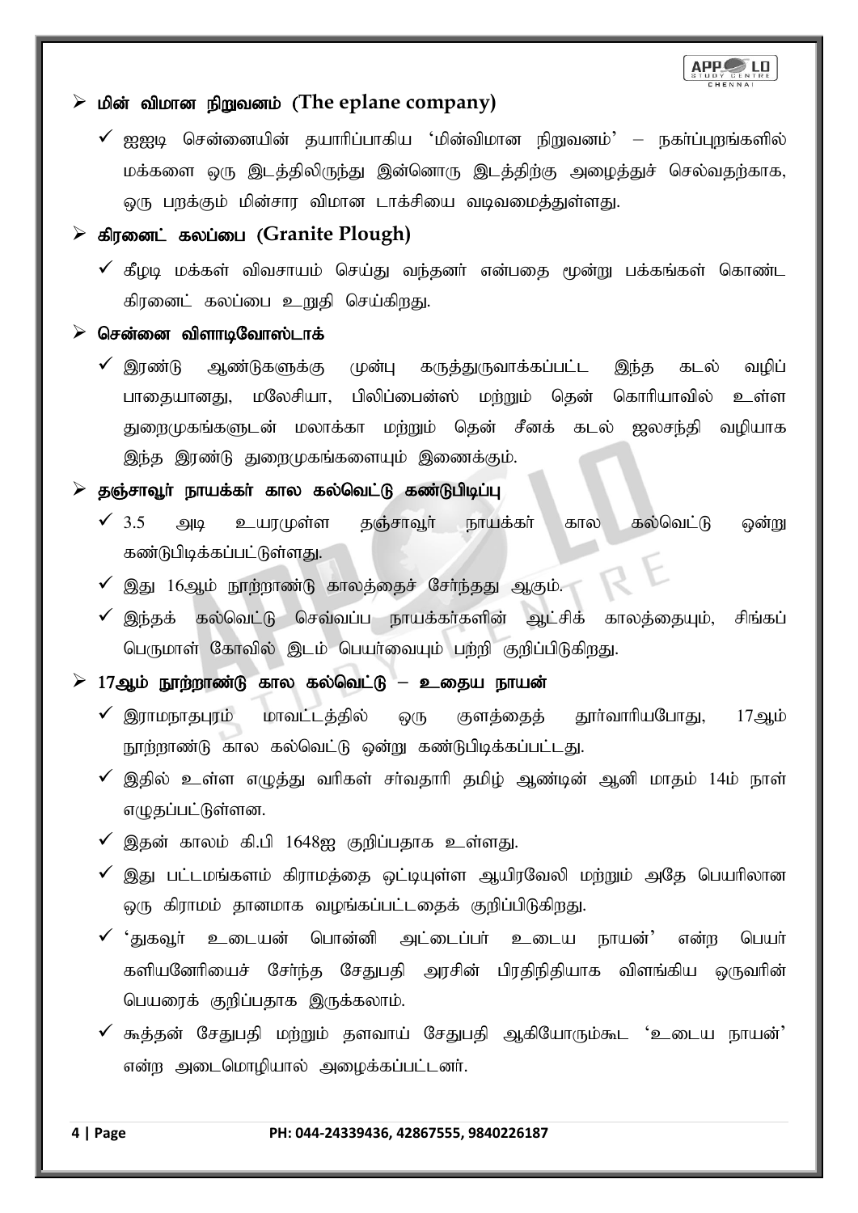## ➢ மின் விமான நிறுவனம் (The eplane company)

- ✓ ஐஐடி சென்னையின் தயாரிப்பாகிய 'மின்விமான நிறுவனம்' – நகர்ப்புறங்களில் மக்களை ஒரு இடத்திலிருந்து இன்னொரு இடத்திற்கு அழைத்துச் செல்வதற்காக, ஒரு பறக்கும் மின்சார விமான டாக்சியை வடிவமைத்துள்ளது.

## ➢ கிரனைட் கலப்பை (Granite Plough)

- ✓ கீழடி மக்கள் விவசாயம் செய்து வந்தனர் என்பதை மூன்று பக்கங்கள் கொண்ட கிரனைட் கலப்பை உறுதி செய்கிறது.

## ➢ சென்னை விளாடிவோஸ்டாக்

- ✓ இரண்டு ஆண்டுகளுக்கு முன்பு கருத்துருவாக்கப்பட்ட இந்த கடல் வழிப் பாதையானது, மலேசியா, பிலிப்பைன்ஸ் மற்றும் தென் கொரியாவில் உள்ள துறைமுகங்களுடன் மலாக்கா மற்றும் தென் சீனக் கடல் ஜலசந்தி வழியாக இந்த இரண்டு துறைமுகங்களையும் இணைக்கும்.

## ➢ தஞ்சாவூர் நாயக்கர் கால கல்வெட்டு கண்டுபிடிப்பு

- ✓ 3.5 அடி உயரமுள்ள தஞ்சாவூர் நாயக்கர் கால கல்வெட்டு ஒன்று கண்டுபிடிக்கப்பட்டுள்ளது.
- ✓ இது 16ஆம் நூற்றாண்டு காலத்தைச் சேர்ந்தது ஆகும்.
- ✓ இந்தக் கல்வெட்டு செவ்வப்ப நாயக்கர்களின் ஆட்சிக் காலத்தையும், சிங்கப் பெருமாள் கோவில் இடம் பெயர்வையும் பற்றி குறிப்பிடுகிறது.

## ➢ 17ஆம் நூற்றாண்டு கால கல்வெட்டு – உதைய நாயன்

- ✓ இராமநாதபுரம் மாவட்டத்தில் ஒரு குளத்தைத் தூர்வாரியபோது, 17ஆம் நூற்றாண்டு கால கல்வெட்டு ஒன்று கண்டுபிடிக்கப்பட்டது.
- ✓ இதில் உள்ள எழுத்து வரிகள் சர்வதாரி தமிழ் ஆண்டின் ஆனி மாதம் 14ம் நாள் எழுதப்பட்டுள்ளன.
- ✓ இதன் காலம் கி.பி 1648ஐ குறிப்பதாக உள்ளது.
- ✓ இது பட்டமங்களம் கிராமத்தை ஒட்டியுள்ள ஆயிரவேலி மற்றும் அதே பெயரிலான ஒரு கிராமம் தானமாக வழங்கப்பட்டதைக் குறிப்பிடுகிறது.
- ✓ 'துகவூர் உடையன் பொன்னி அட்டைப்பர் உடைய நாயன்' என்ற பெயர் களியனேரியைச் சேர்ந்த சேதுபதி அரசின் பிரதிநிதியாக விளங்கிய ஒருவரின் பெயரைக் குறிப்பதாக இருக்கலாம்.
- ✓ கூத்தன் சேதுபதி மற்றும் தளவாய் சேதுபதி ஆகியோரும்கூட 'உடைய நாயன்' என்ற அடைமொழியால் அழைக்கப்பட்டனர்.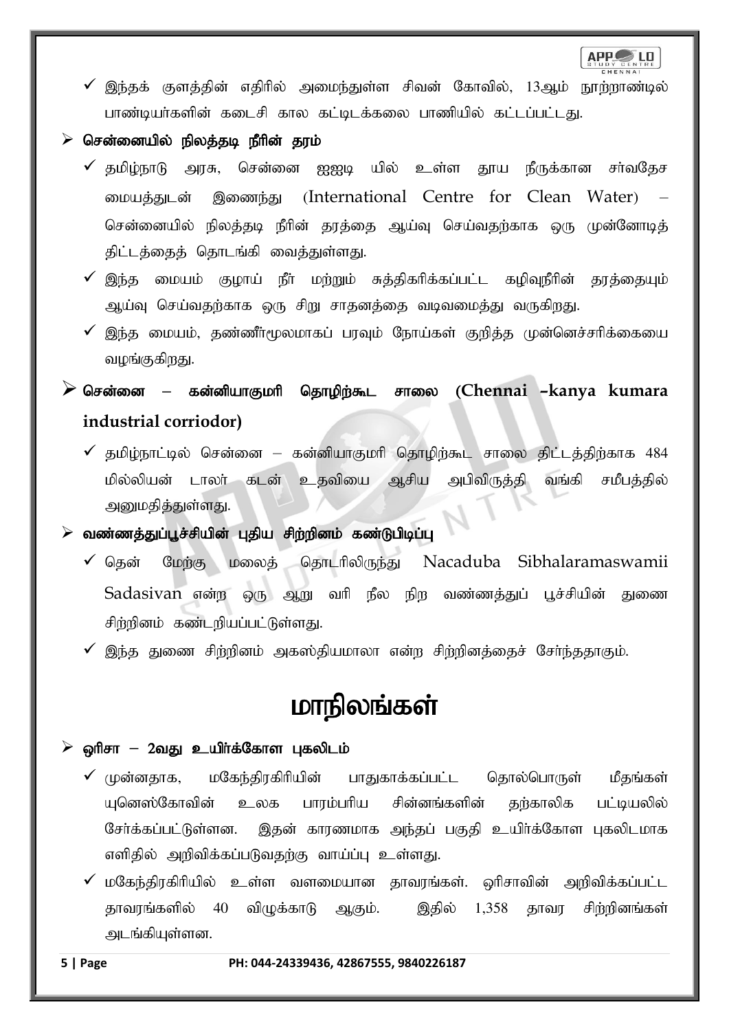- ✓ இந்தக் குளத்தின் எதிரில் அமைந்துள்ள சிவன் கோவில், 13ஆம் நூற்றாண்டில் பாண்டியர்களின் கடைசி கால கட்டிடக்கலை பாணியில் கட்டப்பட்டது.

### ➢ சென்னையில் நிலத்தடி நீரின் தரம்

- ✓ தமிழ்நாடு அரசு, சென்னை ஐஐடி யில் உள்ள தூய நீருக்கான சர்வதேச மையத்துடன் இணைந்து (International Centre for Clean Water) – சென்னையில் நிலத்தடி நீரின் தரத்தை ஆய்வு செய்வதற்காக ஒரு முன்னோடித் திட்டத்தைத் தொடங்கி வைத்துள்ளது.
- ✓ இந்த மையம் குழாய் நீர் மற்றும் சுத்திகரிக்கப்பட்ட கழிவுநீரின் தரத்தையும் ஆய்வு செய்வதற்காக ஒரு சிறு சாதனத்தை வடிவமைத்து வருகிறது.
- ✓ இந்த மையம், தண்ணீர்மூலமாகப் பரவும் நோய்கள் குறித்த முன்னெச்சரிக்கையை வழங்குகிறது.

### ➢ சென்னை – கன்னியாகுமரி தொழிற்கூட சாலை (Chennai –kanya kumara industrial corriodor)

- ✓ தமிழ்நாட்டில் சென்னை – கன்னியாகுமரி தொழிற்கூட சாலை திட்டத்திற்காக 484 மில்லியன் டாலர் கடன் உதவியை ஆசிய அபிவிருத்தி வங்கி சமீபத்தில் அனுமதித்துள்ளது.

### ➢ வண்ணத்துப்பூச்சியின் புதிய சிற்றினம் கண்டுபிடிப்பு

- ✓ தென் மேற்கு மலைத் தொடரிலிருந்து Nacaduba Sibhalaramaswamii Sadasivan என்ற ஒரு ஆறு வரி நீல நிற வண்ணத்துப் பூச்சியின் துணை சிற்றினம் கண்டறியப்பட்டுள்ளது.
- ✓ இந்த துணை சிற்றினம் அகஸ்தியமாலா என்ற சிற்றினத்தைச் சேர்ந்ததாகும்.

# மாநிலங்கள்

### ➢ ஒரிசா – 2வது உயிர்க்கோள புகலிடம்

- ✓ முன்னதாக, மகேந்திரகிரியின் பாதுகாக்கப்பட்ட தொல்பொருள் மீதங்கள் யுனெஸ்கோவின் உலக பாரம்பரிய சின்னங்களின் தற்காலிக பட்டியலில் சேர்க்கப்பட்டுள்ளன. இதன் காரணமாக அந்தப் பகுதி உயிர்க்கோள புகலிடமாக எளிதில் அறிவிக்கப்படுவதற்கு வாய்ப்பு உள்ளது.
- ✓ மகேந்திரகிரியில் உள்ள வளமையான தாவரங்கள். ஒரிசாவின் அறிவிக்கப்பட்ட தாவரங்களில் 40 விழுக்காடு ஆகும். இதில் 1,358 தாவர சிற்றினங்கள் அடங்கியுள்ளன.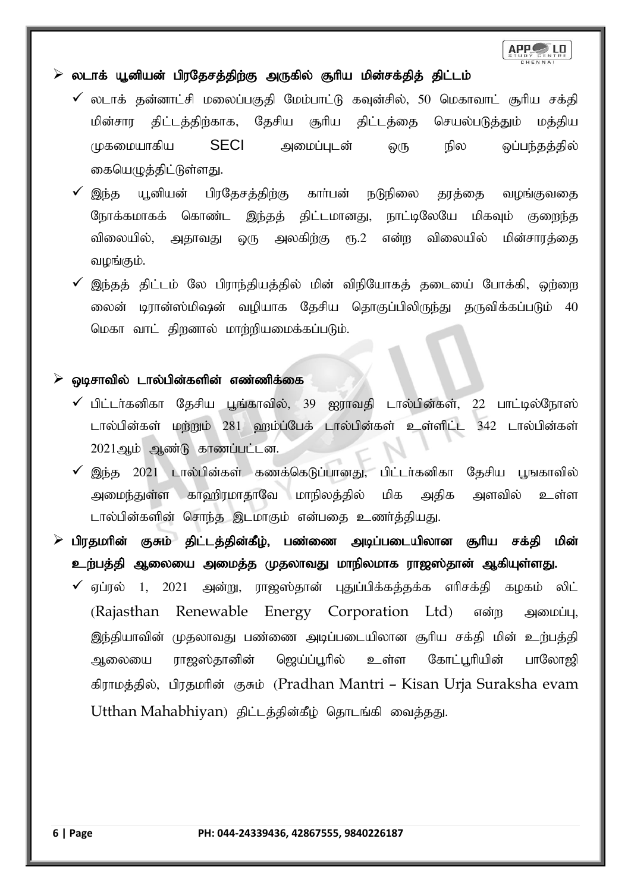- **லடாக் யூனியன் பிரதேசத்திற்கு அருகில் சூரிய மின்சக்தித் திட்டம்**
  - ✓ லடாக் தன்னாட்சி மலைப்பகுதி மேம்பாட்டு கவுன்சில், 50 மெகாவாட் சூரிய சக்தி மின்சார திட்டத்திற்காக, தேசிய சூரிய திட்டத்தை செயல்படுத்தும் மத்திய முகமையாகிய SECI அமைப்புடன் ஒரு நில ஒப்பந்தத்தில் கையெழுத்திட்டுள்ளது.
  - ✓ இந்த யூனியன் பிரதேசத்திற்கு கார்பன் நடுநிலை தரத்தை வழங்குவதை நோக்கமாகக் கொண்ட இந்தத் திட்டமானது, நாட்டிலேயே மிகவும் குறைந்த விலையில், அதாவது ஒரு அலகிற்கு ரூ.2 என்ற விலையில் மின்சாரத்தை வழங்கும்.
  - ✓ இந்தத் திட்டம் லே பிராந்தியத்தில் மின் விநியோகத் தடையைப் போக்கி, ஒற்றை லைன் டிரான்ஸ்மிஷன் வழியாக தேசிய தொகுப்பிலிருந்து தருவிக்கப்படும் 40 மெகா வாட் திறனால் மாற்றியமைக்கப்படும்.

- **ஒடிசாவில் டால்பின்களின் எண்ணிக்கை**
  - ✓ பிட்டர்கனிகா தேசிய பூங்காவில், 39 ஐராவதி டால்பின்கள், 22 பாட்டில்நோஸ் டால்பின்கள் மற்றும் 281 ஹம்ப்பேக் டால்பின்கள் உள்ளிட்ட 342 டால்பின்கள் 2021ஆம் ஆண்டு காணப்பட்டன.
  - ✓ இந்த 2021 டால்பின்கள் கணக்கெடுப்பானது, பிட்டர்கனிகா தேசிய பூங்காவில் அமைந்துள்ள காஹிரமாதாவே மாநிலத்தில் மிக அதிக அளவில் உள்ள டால்பின்களின் சொந்த இடமாகும் என்பதை உணர்த்தியது.

- **பிரதமரின் குசும் திட்டத்தின்கீழ், பண்ணை அடிப்படையிலான சூரிய சக்தி மின் உற்பத்தி ஆலையை அமைத்த முதலாவது மாநிலமாக ராஜஸ்தான் ஆகியுள்ளது.**
  - ✓ ஏப்ரல் 1, 2021 அன்று, ராஜஸ்தான் புதுப்பிக்கத்தக்க எரிசக்தி கழகம் லிட் (Rajasthan Renewable Energy Corporation Ltd) என்ற அமைப்பு, இந்தியாவின் முதலாவது பண்ணை அடிப்படையிலான சூரிய சக்தி மின் உற்பத்தி ஆலையை ராஜஸ்தானின் ஜெய்ப்பூரில் உள்ள கோட்பூரியின் பாலோஜி கிராமத்தில், பிரதமரின் குசும் (Pradhan Mantri – Kisan Urja Suraksha evam Utthan Mahabhiyan) திட்டத்தின்கீழ் தொடங்கி வைத்தது.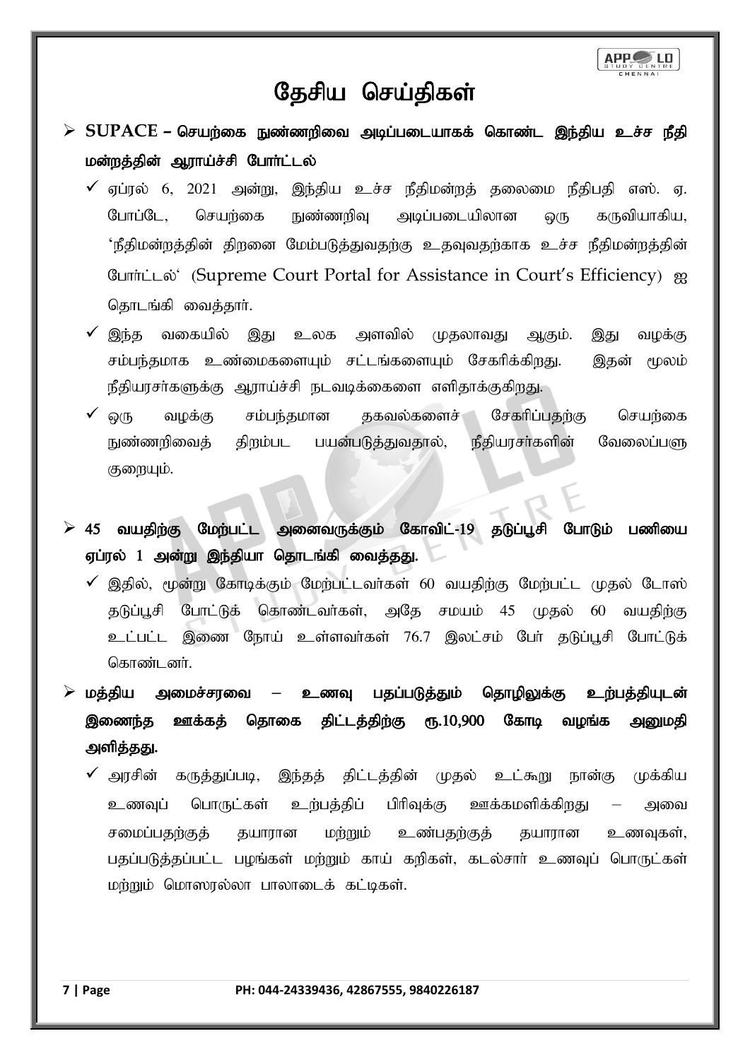# தேசிய செய்திகள்

- **SUPACE – செயற்கை நுண்ணறிவை அடிப்படையாகக் கொண்ட இந்திய உச்ச நீதி மன்றத்தின் ஆராய்ச்சி போர்ட்டல்**
  - ஏப்ரல் 6, 2021 அன்று, இந்திய உச்ச நீதிமன்றத் தலைமை நீதிபதி எஸ். ஏ. போப்டே, செயற்கை நுண்ணறிவு அடிப்படையிலான ஒரு கருவியாகிய, 'நீதிமன்றத்தின் திறனை மேம்படுத்துவதற்கு உதவுவதற்காக உச்ச நீதிமன்றத்தின் போர்ட்டல்' (Supreme Court Portal for Assistance in Court's Efficiency) ஐ தொடங்கி வைத்தார்.
  - இந்த வகையில் இது உலக அளவில் முதலாவது ஆகும். இது வழக்கு சம்பந்தமாக உண்மைகளையும் சட்டங்களையும் சேகரிக்கிறது. இதன் மூலம் நீதியரசர்களுக்கு ஆராய்ச்சி நடவடிக்கைகளை எளிதாக்குகிறது.
  - ஒரு வழக்கு சம்பந்தமான தகவல்களைச் சேகரிப்பதற்கு செயற்கை நுண்ணறிவைத் திறம்பட பயன்படுத்துவதால், நீதியரசர்களின் வேலைப்பளு குறையும்.

- **45 வயதிற்கு மேற்பட்ட அனைவருக்கும் கோவிட்-19 தடுப்பூசி போடும் பணியை ஏப்ரல் 1 அன்று இந்தியா தொடங்கி வைத்தது.**
  - இதில், மூன்று கோடிக்கும் மேற்பட்டவர்கள் 60 வயதிற்கு மேற்பட்ட முதல் டோஸ் தடுப்பூசி போட்டுக் கொண்டவர்கள், அதே சமயம் 45 முதல் 60 வயதிற்கு உட்பட்ட இணை நோய் உள்ளவர்கள் 76.7 இலட்சம் பேர் தடுப்பூசி போட்டுக் கொண்டனர்.

- **மத்திய அமைச்சரவை – உணவு பதப்படுத்தும் தொழிலுக்கு உற்பத்தியுடன் இணைந்த ஊக்கத் தொகை திட்டத்திற்கு ரூ.10,900 கோடி வழங்க அனுமதி அளித்தது.**
  - அரசின் கருத்துப்படி, இந்தத் திட்டத்தின் முதல் உட்கூறு நான்கு முக்கிய உணவுப் பொருட்கள் உற்பத்திப் பிரிவுக்கு ஊக்கமளிக்கிறது – அவை சமைப்பதற்குத் தயாரான மற்றும் உண்பதற்குத் தயாரான உணவுகள், பதப்படுத்தப்பட்ட பழங்கள் மற்றும் காய் கறிகள், கடல்சார் உணவுப் பொருட்கள் மற்றும் மொஸரல்லா பாலாடைக் கட்டிகள்.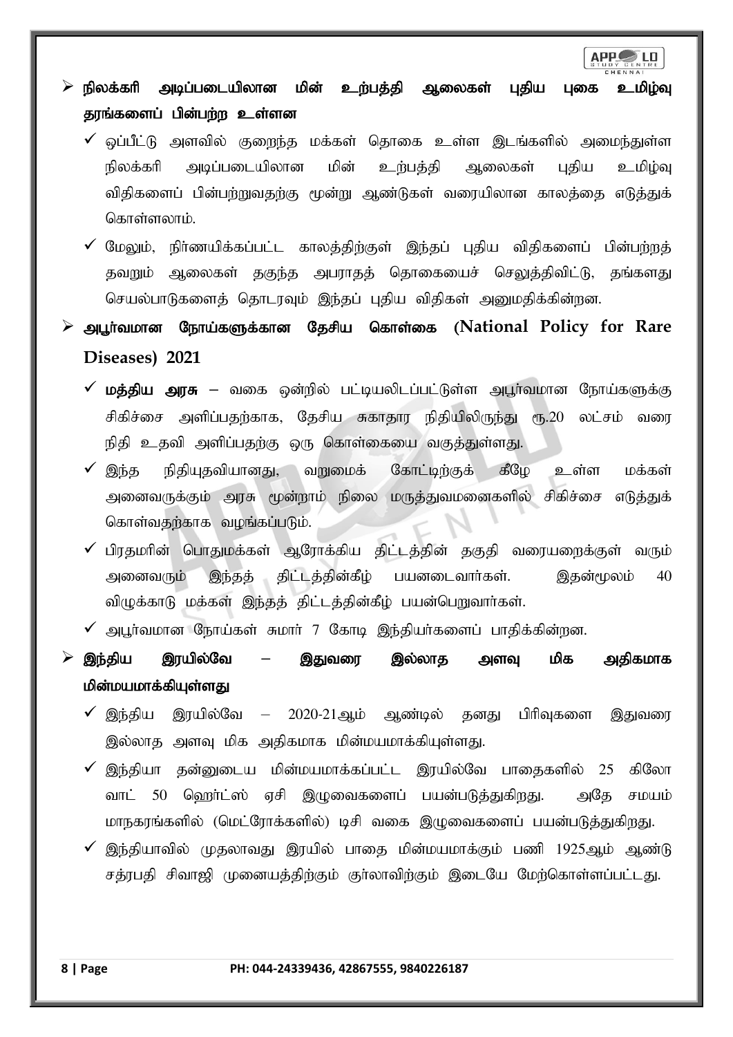- **நிலக்கரி அடிப்படையிலான மின் உற்பத்தி ஆலைகள் புதிய புகை உமிழ்வு தரங்களைப் பின்பற்ற உள்ளன**
  - ஒப்பீட்டு அளவில் குறைந்த மக்கள் தொகை உள்ள இடங்களில் அமைந்துள்ள நிலக்கரி அடிப்படையிலான மின் உற்பத்தி ஆலைகள் புதிய உமிழ்வு விதிகளைப் பின்பற்றுவதற்கு மூன்று ஆண்டுகள் வரையிலான காலத்தை எடுத்துக் கொள்ளலாம்.
  - மேலும், நிர்ணயிக்கப்பட்ட காலத்திற்குள் இந்தப் புதிய விதிகளைப் பின்பற்றத் தவறும் ஆலைகள் தகுந்த அபராதத் தொகையைச் செலுத்திவிட்டு, தங்களது செயல்பாடுகளைத் தொடரவும் இந்தப் புதிய விதிகள் அனுமதிக்கின்றன.
- **அபூர்வமான நோய்களுக்கான தேசிய கொள்கை (National Policy for Rare Diseases) 2021**
  - **மத்திய அரசு** – வகை ஒன்றில் பட்டியலிடப்பட்டுள்ள அபூர்வமான நோய்களுக்கு சிகிச்சை அளிப்பதற்காக, தேசிய சுகாதார நிதியிலிருந்து ரூ.20 லட்சம் வரை நிதி உதவி அளிப்பதற்கு ஒரு கொள்கையை வகுத்துள்ளது.
  - இந்த நிதியுதவியானது, வறுமைக் கோட்டிற்குக் கீழே உள்ள மக்கள் அனைவருக்கும் அரசு மூன்றாம் நிலை மருத்துவமனைகளில் சிகிச்சை எடுத்துக் கொள்வதற்காக வழங்கப்படும்.
  - பிரதமரின் பொதுமக்கள் ஆரோக்கிய திட்டத்தின் தகுதி வரையறைக்குள் வரும் அனைவரும் இந்தத் திட்டத்தின்கீழ் பயனடைவார்கள். இதன்மூலம் 40 விழுக்காடு மக்கள் இந்தத் திட்டத்தின்கீழ் பயன்பெறுவார்கள்.
  - அபூர்வமான நோய்கள் சுமார் 7 கோடி இந்தியர்களைப் பாதிக்கின்றன.
- **இந்திய இரயில்வே – இதுவரை இல்லாத அளவு மிக அதிகமாக மின்மயமாக்கியுள்ளது**
  - இந்திய இரயில்வே – 2020-21ஆம் ஆண்டில் தனது பிரிவுகளை இதுவரை இல்லாத அளவு மிக அதிகமாக மின்மயமாக்கியுள்ளது.
  - இந்தியா தன்னுடைய மின்மயமாக்கப்பட்ட இரயில்வே பாதைகளில் 25 கிலோ வாட் 50 ஹெர்ட்ஸ் ஏசி இழுவைகளைப் பயன்படுத்துகிறது. அதே சமயம் மாநகரங்களில் (மெட்ரோக்களில்) டிசி வகை இழுவைகளைப் பயன்படுத்துகிறது.
  - இந்தியாவில் முதலாவது இரயில் பாதை மின்மயமாக்கும் பணி 1925ஆம் ஆண்டு சத்ரபதி சிவாஜி முனையத்திற்கும் குர்லாவிற்கும் இடையே மேற்கொள்ளப்பட்டது.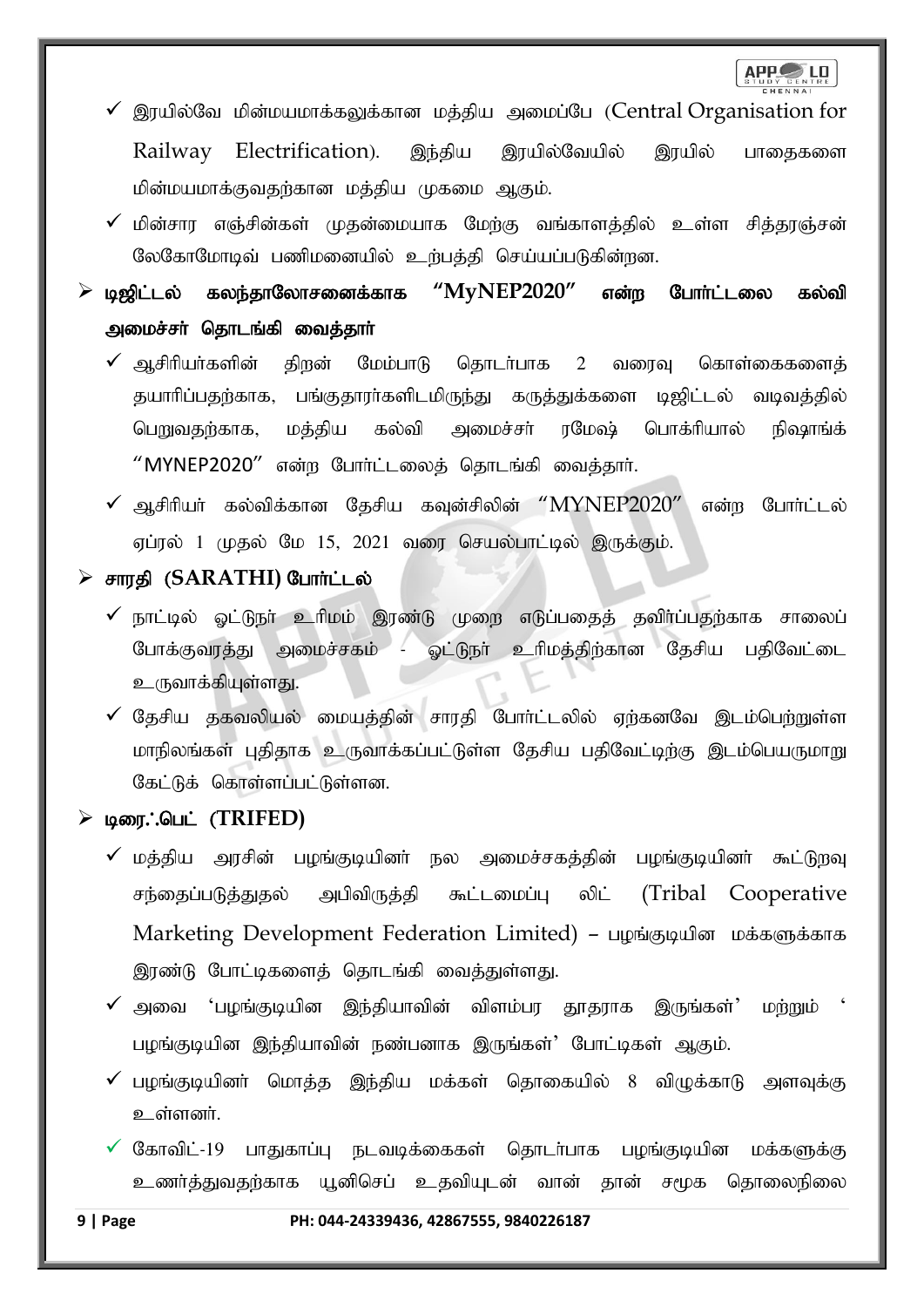- இரயில்வே மின்மயமாக்கலுக்கான மத்திய அமைப்பே (Central Organisation for Railway Electrification). இந்திய இரயில்வேயில் இரயில் பாதைகளை மின்மயமாக்குவதற்கான மத்திய முகமை ஆகும்.
- மின்சார எஞ்சின்கள் முதன்மையாக மேற்கு வங்காளத்தில் உள்ள சித்தரஞ்சன் லேகோமோடிவ் பணிமனையில் உற்பத்தி செய்யப்படுகின்றன.

## டிஜிட்டல் கலந்தாலோசனைக்காக "MyNEP2020" என்ற போர்ட்டலை கல்வி அமைச்சர் தொடங்கி வைத்தார்

- ஆசிரியர்களின் திறன் மேம்பாடு தொடர்பாக 2 வரைவு கொள்கைகளைத் தயாரிப்பதற்காக, பங்குதாரர்களிடமிருந்து கருத்துக்களை டிஜிட்டல் வடிவத்தில் பெறுவதற்காக, மத்திய கல்வி அமைச்சர் ரமேஷ் பொக்ரியால் நிஷாங்க் "MYNEP2020" என்ற போர்ட்டலைத் தொடங்கி வைத்தார்.
- ஆசிரியர் கல்விக்கான தேசிய கவுன்சிலின் "MYNEP2020" என்ற போர்ட்டல் ஏப்ரல் 1 முதல் மே 15, 2021 வரை செயல்பாட்டில் இருக்கும்.

## சாரதி (SARATHI) போர்ட்டல்

- நாட்டில் ஓட்டுநர் உரிமம் இரண்டு முறை எடுப்பதைத் தவிர்ப்பதற்காக சாலைப் போக்குவரத்து அமைச்சகம் - ஓட்டுநர் உரிமத்திற்கான தேசிய பதிவேட்டை உருவாக்கியுள்ளது.
- தேசிய தகவலியல் மையத்தின் சாரதி போர்ட்டலில் ஏற்கனவே இடம்பெற்றுள்ள மாநிலங்கள் புதிதாக உருவாக்கப்பட்டுள்ள தேசிய பதிவேட்டிற்கு இடம்பெயருமாறு கேட்டுக் கொள்ளப்பட்டுள்ளன.

## டிரை∴பெட் (TRIFED)

- மத்திய அரசின் பழங்குடியினர் நல அமைச்சகத்தின் பழங்குடியினர் கூட்டுறவு சந்தைப்படுத்துதல் அபிவிருத்தி கூட்டமைப்பு லிட் (Tribal Cooperative Marketing Development Federation Limited) – பழங்குடியின மக்களுக்காக இரண்டு போட்டிகளைத் தொடங்கி வைத்துள்ளது.
- அவை 'பழங்குடியின இந்தியாவின் விளம்பர தூதராக இருங்கள்' மற்றும் ' பழங்குடியின இந்தியாவின் நண்பனாக இருங்கள்' போட்டிகள் ஆகும்.
- பழங்குடியினர் மொத்த இந்திய மக்கள் தொகையில் 8 விழுக்காடு அளவுக்கு உள்ளனர்.
- கோவிட்-19 பாதுகாப்பு நடவடிக்கைகள் தொடர்பாக பழங்குடியின மக்களுக்கு உணர்த்துவதற்காக யூனிசெப் உதவியுடன் வான் தான் சமூக தொலைநிலை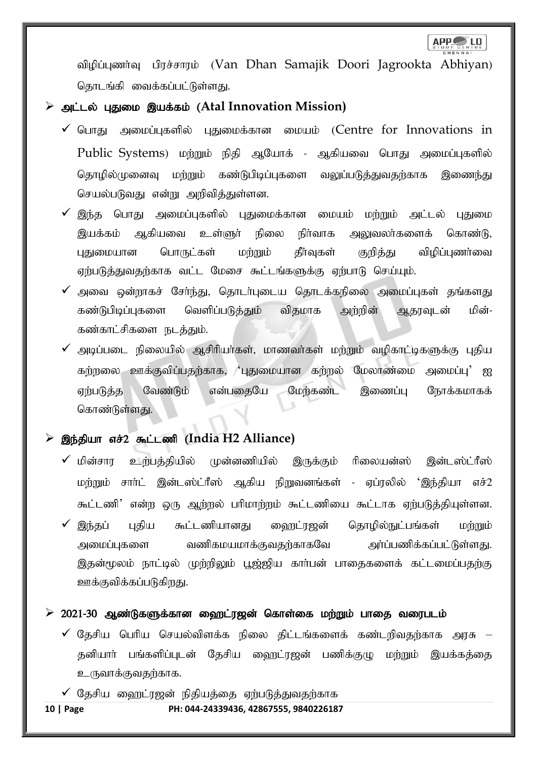விழிப்புணர்வு பிரச்சாரம் (Van Dhan Samajik Doori Jagrookta Abhiyan) தொடங்கி வைக்கப்பட்டுள்ளது.

- **அட்டல் புதுமை இயக்கம் (Atal Innovation Mission)**
  - ✓ பொது அமைப்புகளில் புதுமைக்கான மையம் (Centre for Innovations in Public Systems) மற்றும் நிதி ஆயோக் - ஆகியவை பொது அமைப்புகளில் தொழில்முனைவு மற்றும் கண்டுபிடிப்புகளை வலுப்படுத்துவதற்காக இணைந்து செயல்படுவது என்று அறிவித்துள்ளன.
  - ✓ இந்த பொது அமைப்புகளில் புதுமைக்கான மையம் மற்றும் அட்டல் புதுமை இயக்கம் ஆகியவை உள்ளூர் நிலை நிர்வாக அலுவலர்களைக் கொண்டு, புதுமையான பொருட்கள் மற்றும் தீர்வுகள் குறித்து விழிப்புணர்வை ஏற்படுத்துவதற்காக வட்ட மேசை கூட்டங்களுக்கு ஏற்பாடு செய்யும்.
  - ✓ அவை ஒன்றாகச் சேர்ந்து, தொடர்புடைய தொடக்கநிலை அமைப்புகள் தங்களது கண்டுபிடிப்புகளை வெளிப்படுத்தும் விதமாக அற்றின் ஆதரவுடன் மின்-கண்காட்சிகளை நடத்தும்.
  - ✓ அடிப்படை நிலையில் ஆசிரியர்கள், மாணவர்கள் மற்றும் வழிகாட்டிகளுக்கு புதிய கற்றலை ஊக்குவிப்பதற்காக, 'புதுமையான கற்றல் மேலாண்மை அமைப்பு' ஐ ஏற்படுத்த வேண்டும் என்பதையே மேற்கண்ட இணைப்பு நோக்கமாகக் கொண்டுள்ளது.

- **இந்தியா எச்2 கூட்டணி (India H2 Alliance)**
  - ✓ மின்சார உற்பத்தியில் முன்னணியில் இருக்கும் ரிலையன்ஸ் இன்டஸ்ட்ரீஸ் மற்றும் சார்ட் இன்டஸ்ட்ரீஸ் ஆகிய நிறுவனங்கள் - ஏப்ரலில் 'இந்தியா எச்2 கூட்டணி' என்ற ஒரு ஆற்றல் பரிமாற்றம் கூட்டணியை கூட்டாக ஏற்படுத்தியுள்ளன.
  - ✓ இந்தப் புதிய கூட்டணியானது ஹைட்ரஜன் தொழில்நுட்பங்கள் மற்றும் அமைப்புகளை வணிகமயமாக்குவதற்காகவே அர்ப்பணிக்கப்பட்டுள்ளது. இதன்மூலம் நாட்டில் முற்றிலும் பூஜ்ஜிய கார்பன் பாதைகளைக் கட்டமைப்பதற்கு ஊக்குவிக்கப்படுகிறது.

- **2021-30 ஆண்டுகளுக்கான ஹைட்ரஜன் கொள்கை மற்றும் பாதை வரைபடம்**
  - ✓ தேசிய பெரிய செயல்விளக்க நிலை திட்டங்களைக் கண்டறிவதற்காக அரசு – தனியார் பங்களிப்புடன் தேசிய ஹைட்ரஜன் பணிக்குழு மற்றும் இயக்கத்தை உருவாக்குவதற்காக.
  - ✓ தேசிய ஹைட்ரஜன் நிதியத்தை ஏற்படுத்துவதற்காக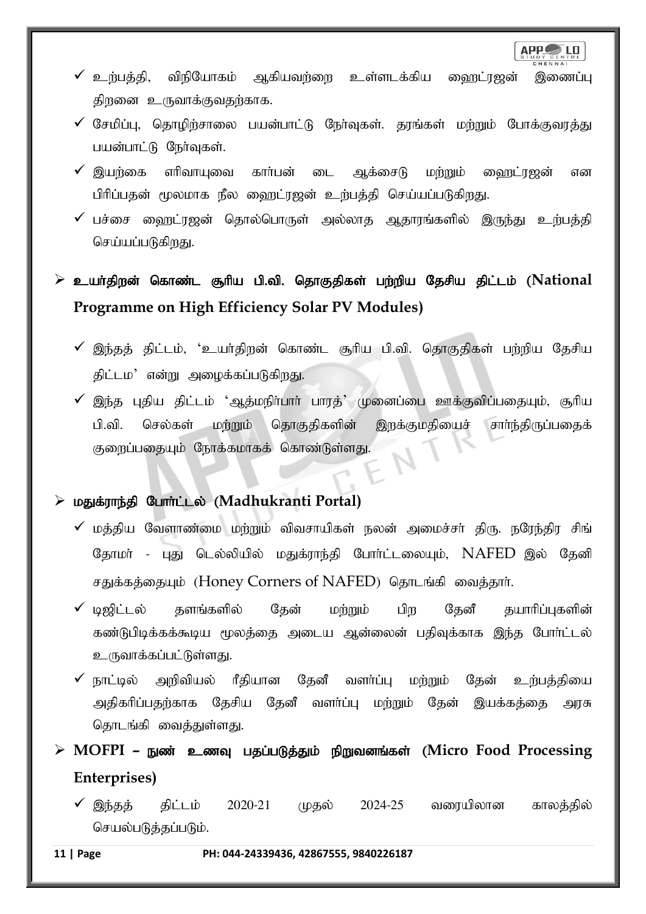- ✓ உற்பத்தி, விநியோகம் ஆகியவற்றை உள்ளடக்கிய ஹைட்ரஜன் இணைப்பு திறனை உருவாக்குவதற்காக.
- ✓ சேமிப்பு, தொழிற்சாலை பயன்பாட்டு நோ்வுகள். தரங்கள் மற்றும் போக்குவரத்து பயன்பாட்டு நோ்வுகள்.
- ✓ இயற்கை எரிவாயுவை கார்பன் டை ஆக்சைடு மற்றும் ஹைட்ரஜன் என பிரிப்பதன் மூலமாக நீல ஹைட்ரஜன் உற்பத்தி செய்யப்படுகிறது.
- ✓ பச்சை ஹைட்ரஜன் தொல்பொருள் அல்லாத ஆதாரங்களில் இருந்து உற்பத்தி செய்யப்படுகிறது.

## ➢ உயர்திறன் கொண்ட சூரிய பி.வி. தொகுதிகள் பற்றிய தேசிய திட்டம் (National Programme on High Efficiency Solar PV Modules)

- ✓ இந்தத் திட்டம், 'உயர்திறன் கொண்ட சூரிய பி.வி. தொகுதிகள் பற்றிய தேசிய திட்டம' என்று அழைக்கப்படுகிறது.
- ✓ இந்த புதிய திட்டம் 'ஆத்மநிர்பார் பாரத்' முனைப்பை ஊக்குவிப்பதையும், சூரிய பி.வி. செல்கள் மற்றும் தொகுதிகளின் இறக்குமதியைச் சார்ந்திருப்பதைக் குறைப்பதையும் நோக்கமாகக் கொண்டுள்ளது.

## ➢ மதுக்ராந்தி போர்ட்டல் (Madhukranti Portal)

- ✓ மத்திய வேளாண்மை மற்றும் விவசாயிகள் நலன் அமைச்சர் திரு. நரேந்திர சிங் தோமர் - புது டெல்லியில் மதுக்ராந்தி போர்ட்டலையும், NAFED இல் தேனி சதுக்கத்தையும் (Honey Corners of NAFED) தொடங்கி வைத்தார்.
- ✓ டிஜிட்டல் தளங்களில் தேன் மற்றும் பிற தேனீ தயாரிப்புகளின் கண்டுபிடிக்கக்கூடிய மூலத்தை அடைய ஆன்லைன் பதிவுக்காக இந்த போர்ட்டல் உருவாக்கப்பட்டுள்ளது.
- ✓ நாட்டில் அறிவியல் ரீதியான தேனீ வளர்ப்பு மற்றும் தேன் உற்பத்தியை அதிகரிப்பதற்காக தேசிய தேனீ வளர்ப்பு மற்றும் தேன் இயக்கத்தை அரசு தொடங்கி வைத்துள்ளது.

## ➢ MOFPI – நுண் உணவு பதப்படுத்தும் நிறுவனங்கள் (Micro Food Processing Enterprises)

- ✓ இந்தத் திட்டம் 2020-21 முதல் 2024-25 வரையிலான காலத்தில் செயல்படுத்தப்படும்.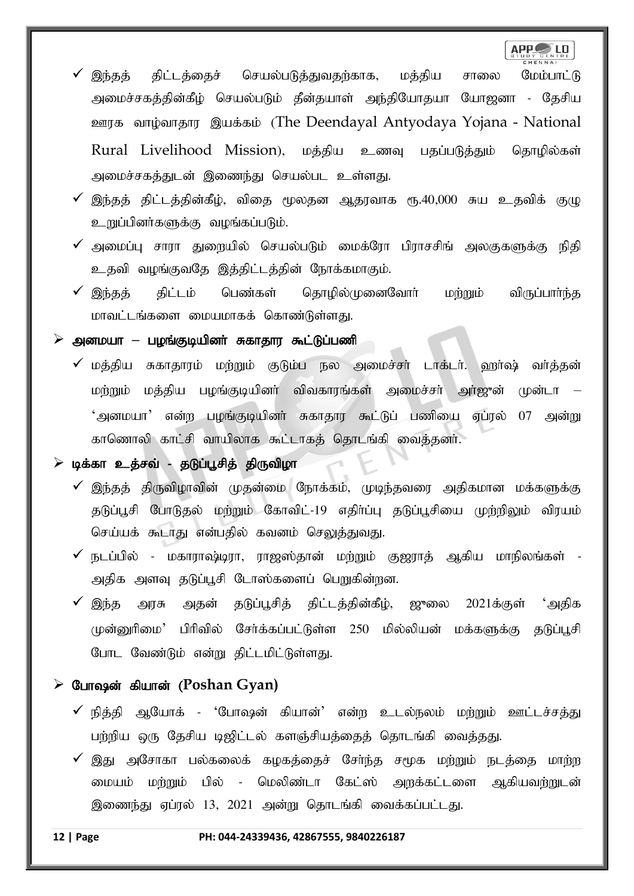- ✓ இந்தத் திட்டத்தைச் செயல்படுத்துவதற்காக, மத்திய சாலை மேம்பாட்டு அமைச்சகத்தின்கீழ் செயல்படும் தீன்தயாள் அந்தியோதயா யோஜனா - தேசிய ஊரக வாழ்வாதார இயக்கம் (The Deendayal Antyodaya Yojana - National Rural Livelihood Mission), மத்திய உணவு பதப்படுத்தும் தொழில்கள் அமைச்சகத்துடன் இணைந்து செயல்பட உள்ளது.
- ✓ இந்தத் திட்டத்தின்கீழ், விதை மூலதன ஆதரவாக ரூ.40,000 சுய உதவிக் குழு உறுப்பினர்களுக்கு வழங்கப்படும்.
- ✓ அமைப்பு சாரா துறையில் செயல்படும் மைக்ரோ பிராசசிங் அலகுகளுக்கு நிதி உதவி வழங்குவதே இத்திட்டத்தின் நோக்கமாகும்.
- ✓ இந்தத் திட்டம் பெண்கள் தொழில்முனைவோர் மற்றும் விருப்பார்ந்த மாவட்டங்களை மையமாகக் கொண்டுள்ளது.

## ➢ அனமயா – பழங்குடியினர் சுகாதார கூட்டுப்பணி

- ✓ மத்திய சுகாதாரம் மற்றும் குடும்ப நல அமைச்சர் டாக்டர். ஹர்ஷ் வர்த்தன் மற்றும் மத்திய பழங்குடியினர் விவகாரங்கள் அமைச்சர் அர்ஜுன் முன்டா – ‘அனமயா’ என்ற பழங்குடியினர் சுகாதார கூட்டுப் பணியை ஏப்ரல் 07 அன்று காணொலி காட்சி வாயிலாக கூட்டாகத் தொடங்கி வைத்தனர்.

## ➢ டிக்கா உத்சவ் - தடுப்பூசித் திருவிழா

- ✓ இந்தத் திருவிழாவின் முதன்மை நோக்கம், முடிந்தவரை அதிகமான மக்களுக்கு தடுப்பூசி போடுதல் மற்றும் கோவிட்-19 எதிர்ப்பு தடுப்பூசியை முற்றிலும் விரயம் செய்யக் கூடாது என்பதில் கவனம் செலுத்துவது.
- ✓ நடப்பில் - மகாராஷ்டிரா, ராஜஸ்தான் மற்றும் குஜராத் ஆகிய மாநிலங்கள் - அதிக அளவு தடுப்பூசி டோஸ்களைப் பெறுகின்றன.
- ✓ இந்த அரசு அதன் தடுப்பூசித் திட்டத்தின்கீழ், ஜுலை 2021க்குள் ‘அதிக முன்னுரிமை’ பிரிவில் சேர்க்கப்பட்டுள்ள 250 மில்லியன் மக்களுக்கு தடுப்பூசி போட வேண்டும் என்று திட்டமிட்டுள்ளது.

## ➢ போஷன் கியான் (Poshan Gyan)

- ✓ நித்தி ஆயோக் - ‘போஷன் கியான்’ என்ற உடல்நலம் மற்றும் ஊட்டச்சத்து பற்றிய ஒரு தேசிய டிஜிட்டல் களஞ்சியத்தைத் தொடங்கி வைத்தது.
- ✓ இது அசோகா பல்கலைக் கழகத்தைச் சேர்ந்த சமூக மற்றும் நடத்தை மாற்ற மையம் மற்றும் பில் - மெலிண்டா கேட்ஸ் அறக்கட்டளை ஆகியவற்றுடன் இணைந்து ஏப்ரல் 13, 2021 அன்று தொடங்கி வைக்கப்பட்டது.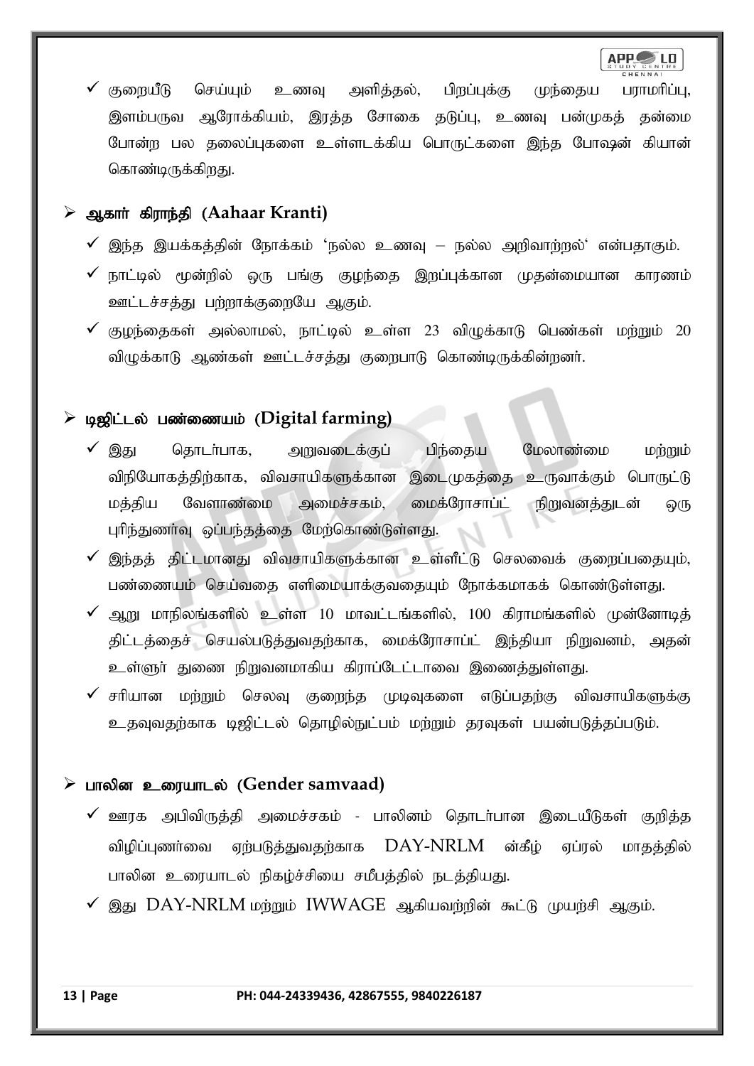- ✓ குறையீடு செய்யும் உணவு அளித்தல், பிறப்புக்கு முந்தைய பராமரிப்பு, இளம்பருவ ஆரோக்கியம், இரத்த சோகை தடுப்பு, உணவு பன்முகத் தன்மை போன்ற பல தலைப்புகளை உள்ளடக்கிய பொருட்களை இந்த போஷன் கியான் கொண்டிருக்கிறது.

## ➢ ஆகார் கிராந்தி (Aahaar Kranti)

- ✓ இந்த இயக்கத்தின் நோக்கம் 'நல்ல உணவு – நல்ல அறிவாற்றல்' என்பதாகும்.
- ✓ நாட்டில் மூன்றில் ஒரு பங்கு குழந்தை இறப்புக்கான முதன்மையான காரணம் ஊட்டச்சத்து பற்றாக்குறையே ஆகும்.
- ✓ குழந்தைகள் அல்லாமல், நாட்டில் உள்ள 23 விழுக்காடு பெண்கள் மற்றும் 20 விழுக்காடு ஆண்கள் ஊட்டச்சத்து குறைபாடு கொண்டிருக்கின்றனர்.

## ➢ டிஜிட்டல் பண்ணையம் (Digital farming)

- ✓ இது தொடர்பாக, அறுவடைக்குப் பிந்தைய மேலாண்மை மற்றும் விநியோகத்திற்காக, விவசாயிகளுக்கான இடைமுகத்தை உருவாக்கும் பொருட்டு மத்திய வேளாண்மை அமைச்சகம், மைக்ரோசாப்ட் நிறுவனத்துடன் ஒரு புரிந்துணர்வு ஒப்பந்தத்தை மேற்கொண்டுள்ளது.
- ✓ இந்தத் திட்டமானது விவசாயிகளுக்கான உள்ளீட்டு செலவைக் குறைப்பதையும், பண்ணையம் செய்வதை எளிமையாக்குவதையும் நோக்கமாகக் கொண்டுள்ளது.
- ✓ ஆறு மாநிலங்களில் உள்ள 10 மாவட்டங்களில், 100 கிராமங்களில் முன்னோடித் திட்டத்தைச் செயல்படுத்துவதற்காக, மைக்ரோசாப்ட் இந்தியா நிறுவனம், அதன் உள்ளூர் துணை நிறுவனமாகிய கிராப்டேட்டாவை இணைத்துள்ளது.
- ✓ சரியான மற்றும் செலவு குறைந்த முடிவுகளை எடுப்பதற்கு விவசாயிகளுக்கு உதவுவதற்காக டிஜிட்டல் தொழில்நுட்பம் மற்றும் தரவுகள் பயன்படுத்தப்படும்.

## ➢ பாலின உரையாடல் (Gender samvaad)

- ✓ ஊரக அபிவிருத்தி அமைச்சகம் - பாலினம் தொடர்பான இடையீடுகள் குறித்த விழிப்புணர்வை ஏற்படுத்துவதற்காக DAY-NRLM ன்கீழ் ஏப்ரல் மாதத்தில் பாலின உரையாடல் நிகழ்ச்சியை சமீபத்தில் நடத்தியது.
- ✓ இது DAY-NRLM மற்றும் IWWAGE ஆகியவற்றின் கூட்டு முயற்சி ஆகும்.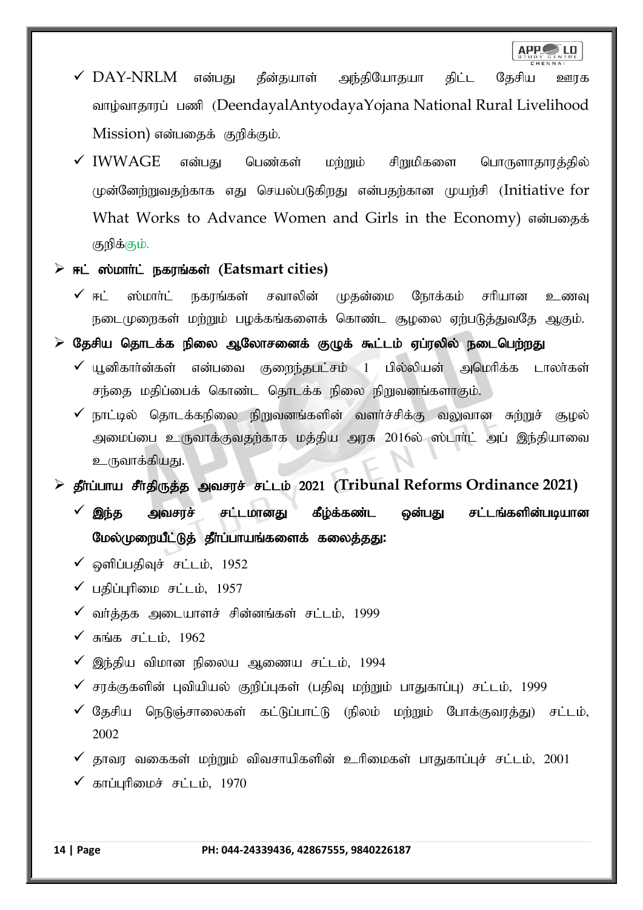- ✓ DAY-NRLM என்பது தீன்தயாள் அந்தியோதயா திட்ட தேசிய ஊரக வாழ்வாதாரப் பணி (DeendayalAntyodayaYojana National Rural Livelihood Mission) என்பதைக் குறிக்கும்.
- ✓ IWWAGE என்பது பெண்கள் மற்றும் சிறுமிகளை பொருளாதாரத்தில் முன்னேற்றுவதற்காக எது செயல்படுகிறது என்பதற்கான முயற்சி (Initiative for What Works to Advance Women and Girls in the Economy) என்பதைக் குறிக்கும்.

## ➢ ஈட் ஸ்மார்ட் நகரங்கள் (Eatsmart cities)

- ✓ ஈட் ஸ்மார்ட் நகரங்கள் சவாலின் முதன்மை நோக்கம் சரியான உணவு நடைமுறைகள் மற்றும் பழக்கங்களைக் கொண்ட சூழலை ஏற்படுத்துவதே ஆகும்.

## ➢ தேசிய தொடக்க நிலை ஆலோசனைக் குழுக் கூட்டம் ஏப்ரலில் நடைபெற்றது

- ✓ யூனிகார்ன்கள் என்பவை குறைந்தபட்சம் 1 பில்லியன் அமெரிக்க டாலர்கள் சந்தை மதிப்பைக் கொண்ட தொடக்க நிலை நிறுவனங்களாகும்.
- ✓ நாட்டில் தொடக்கநிலை நிறுவனங்களின் வளர்ச்சிக்கு வலுவான சுற்றுச் சூழல் அமைப்பை உருவாக்குவதற்காக மத்திய அரசு 2016ல் ஸ்டார்ட் அப் இந்தியாவை உருவாக்கியது.

## ➢ தீர்ப்பாய சீர்திருத்த அவசரச் சட்டம் 2021 (Tribunal Reforms Ordinance 2021)

- ✓ **இந்த அவசரச் சட்டமானது கீழ்க்கண்ட ஒன்பது சட்டங்களின்படியான மேல்முறையீட்டுத் தீர்ப்பாயங்களைக் கலைத்தது:**
- ✓ ஒளிப்பதிவுச் சட்டம், 1952
- ✓ பதிப்புரிமை சட்டம், 1957
- ✓ வர்த்தக அடையாளச் சின்னங்கள் சட்டம், 1999
- ✓ சுங்க சட்டம், 1962
- ✓ இந்திய விமான நிலைய ஆணைய சட்டம், 1994
- ✓ சரக்குகளின் புவியியல் குறிப்புகள் (பதிவு மற்றும் பாதுகாப்பு) சட்டம், 1999
- ✓ தேசிய நெடுஞ்சாலைகள் கட்டுப்பாட்டு (நிலம் மற்றும் போக்குவரத்து) சட்டம், 2002
- ✓ தாவர வகைகள் மற்றும் விவசாயிகளின் உரிமைகள் பாதுகாப்புச் சட்டம், 2001
- ✓ காப்புரிமைச் சட்டம், 1970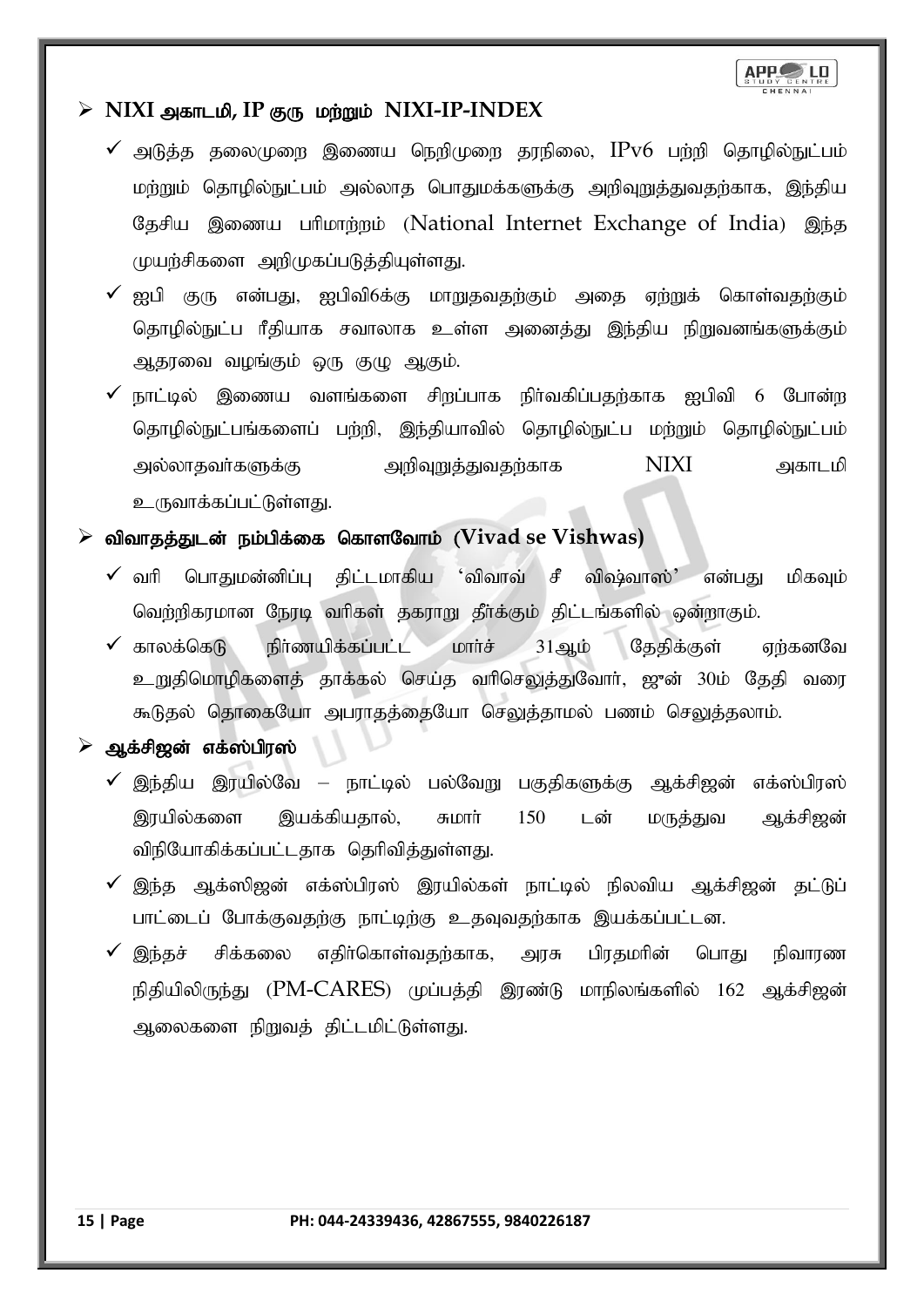## NIXI அகாடமி, IP குரு மற்றும் NIXI-IP-INDEX

- அடுத்த தலைமுறை இணைய நெறிமுறை தரநிலை, IPv6 பற்றி தொழில்நுட்பம் மற்றும் தொழில்நுட்பம் அல்லாத பொதுமக்களுக்கு அறிவுறுத்துவதற்காக, இந்திய தேசிய இணைய பரிமாற்றம் (National Internet Exchange of India) இந்த முயற்சிகளை அறிமுகப்படுத்தியுள்ளது.
- ஐபி குரு என்பது, ஐபிவி6க்கு மாறுதவதற்கும் அதை ஏற்றுக் கொள்வதற்கும் தொழில்நுட்ப ரீதியாக சவாலாக உள்ள அனைத்து இந்திய நிறுவனங்களுக்கும் ஆதரவை வழங்கும் ஒரு குழு ஆகும்.
- நாட்டில் இணைய வளங்களை சிறப்பாக நிர்வகிப்பதற்காக ஐபிவி 6 போன்ற தொழில்நுட்பங்களைப் பற்றி, இந்தியாவில் தொழில்நுட்ப மற்றும் தொழில்நுட்பம் அல்லாதவர்களுக்கு அறிவுறுத்துவதற்காக NIXI அகாடமி உருவாக்கப்பட்டுள்ளது.

## விவாதத்துடன் நம்பிக்கை கொளவோம் (Vivad se Vishwas)

- வரி பொதுமன்னிப்பு திட்டமாகிய 'விவாவ் சீ விஷ்வாஸ்' என்பது மிகவும் வெற்றிகரமான நேரடி வரிகள் தகராறு தீர்க்கும் திட்டங்களில் ஒன்றாகும்.
- காலக்கெடு நிர்ணயிக்கப்பட்ட மார்ச் 31ஆம் தேதிக்குள் ஏற்கனவே உறுதிமொழிகளைத் தாக்கல் செய்த வரிசெலுத்துவோர், ஜுன் 30ம் தேதி வரை கூடுதல் தொகையோ அபராதத்தையோ செலுத்தாமல் பணம் செலுத்தலாம்.

## ஆக்சிஜன் எக்ஸ்பிரஸ்

- இந்திய இரயில்வே – நாட்டில் பல்வேறு பகுதிகளுக்கு ஆக்சிஜன் எக்ஸ்பிரஸ் இரயில்களை இயக்கியதால், சுமார் 150 டன் மருத்துவ ஆக்சிஜன் விநியோகிக்கப்பட்டதாக தெரிவித்துள்ளது.
- இந்த ஆக்ஸிஜன் எக்ஸ்பிரஸ் இரயில்கள் நாட்டில் நிலவிய ஆக்சிஜன் தட்டுப் பாட்டைப் போக்குவதற்கு நாட்டிற்கு உதவுவதற்காக இயக்கப்பட்டன.
- இந்தச் சிக்கலை எதிர்கொள்வதற்காக, அரசு பிரதமரின் பொது நிவாரண நிதியிலிருந்து (PM-CARES) முப்பத்தி இரண்டு மாநிலங்களில் 162 ஆக்சிஜன் ஆலைகளை நிறுவத் திட்டமிட்டுள்ளது.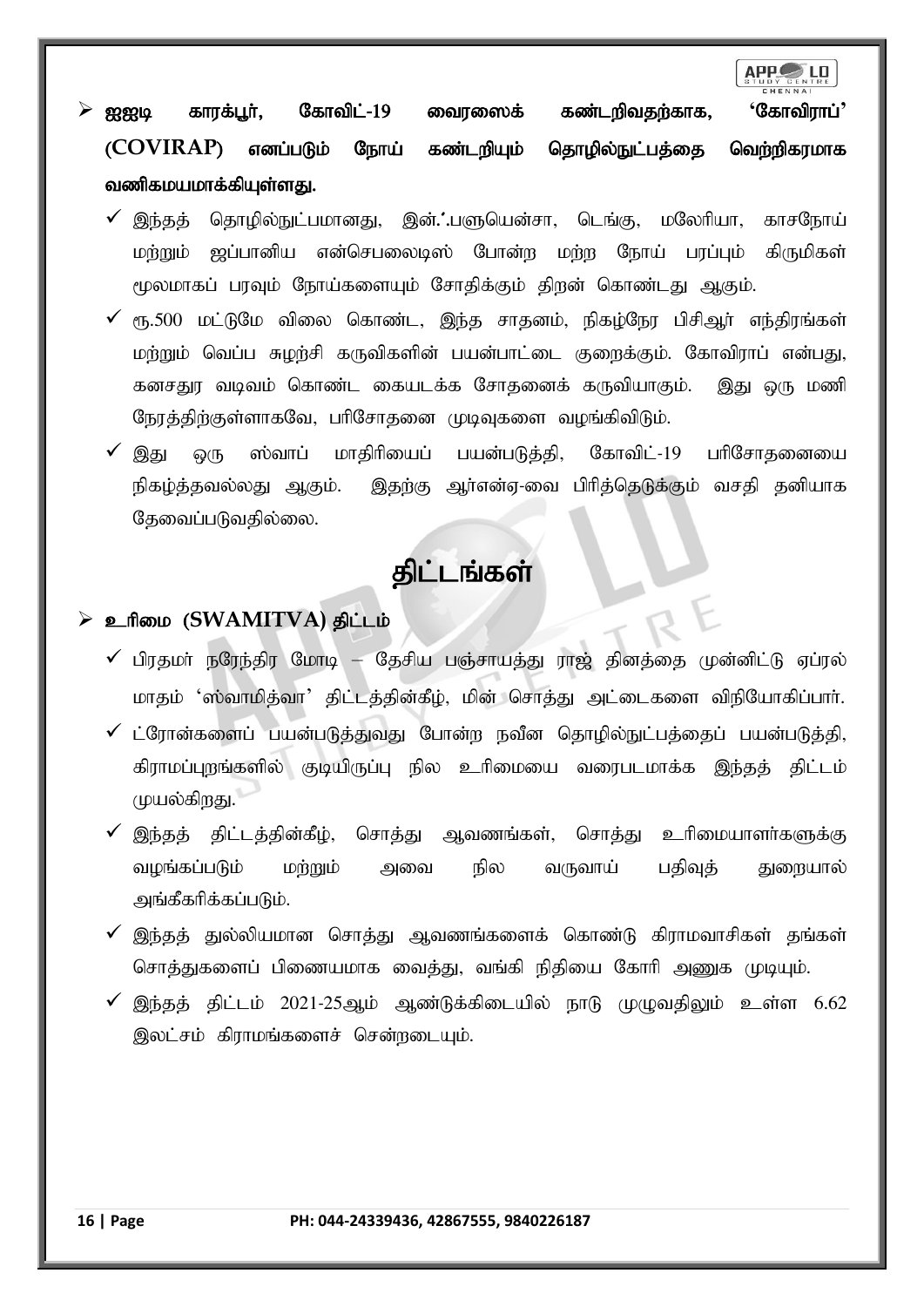- **ஐஐடி காரக்பூர், கோவிட்-19 வைரஸைக் கண்டறிவதற்காக, 'கோவிராப்' (COVIRAP) எனப்படும் நோய் கண்டறியும் தொழில்நுட்பத்தை வெற்றிகரமாக வணிகமயமாக்கியுள்ளது.**
  - இந்தத் தொழில்நுட்பமானது, இன்ஃப்ளுயென்சா, டெங்கு, மலேரியா, காசநோய் மற்றும் ஜப்பானிய என்செபலைடிஸ் போன்ற மற்ற நோய் பரப்பும் கிருமிகள் மூலமாகப் பரவும் நோய்களையும் சோதிக்கும் திறன் கொண்டது ஆகும்.
  - ரூ.500 மட்டுமே விலை கொண்ட, இந்த சாதனம், நிகழ்நேர பிசிஆர் எந்திரங்கள் மற்றும் வெப்ப சுழற்சி கருவிகளின் பயன்பாட்டை குறைக்கும். கோவிராப் என்பது, கனசதுர வடிவம் கொண்ட கையடக்க சோதனைக் கருவியாகும். இது ஒரு மணி நேரத்திற்குள்ளாகவே, பரிசோதனை முடிவுகளை வழங்கிவிடும்.
  - இது ஒரு ஸ்வாப் மாதிரியைப் பயன்படுத்தி, கோவிட்-19 பரிசோதனையை நிகழ்த்தவல்லது ஆகும். இதற்கு ஆர்என்ஏ-வை பிரித்தெடுக்கும் வசதி தனியாக தேவைப்படுவதில்லை.

# திட்டங்கள்

- **உரிமை (SWAMITVA) திட்டம்**
  - பிரதமர் நரேந்திர மோடி – தேசிய பஞ்சாயத்து ராஜ் தினத்தை முன்னிட்டு ஏப்ரல் மாதம் 'ஸ்வாமித்வா' திட்டத்தின்கீழ், மின் சொத்து அட்டைகளை விநியோகிப்பார்.
  - ட்ரோன்களைப் பயன்படுத்துவது போன்ற நவீன தொழில்நுட்பத்தைப் பயன்படுத்தி, கிராமப்புறங்களில் குடியிருப்பு நில உரிமையை வரைபடமாக்க இந்தத் திட்டம் முயல்கிறது.
  - இந்தத் திட்டத்தின்கீழ், சொத்து ஆவணங்கள், சொத்து உரிமையாளர்களுக்கு வழங்கப்படும் மற்றும் அவை நில வருவாய் பதிவுத் துறையால் அங்கீகரிக்கப்படும்.
  - இந்தத் துல்லியமான சொத்து ஆவணங்களைக் கொண்டு கிராமவாசிகள் தங்கள் சொத்துகளைப் பிணையமாக வைத்து, வங்கி நிதியை கோரி அணுக முடியும்.
  - இந்தத் திட்டம் 2021-25ஆம் ஆண்டுக்கிடையில் நாடு முழுவதிலும் உள்ள 6.62 இலட்சம் கிராமங்களைச் சென்றடையும்.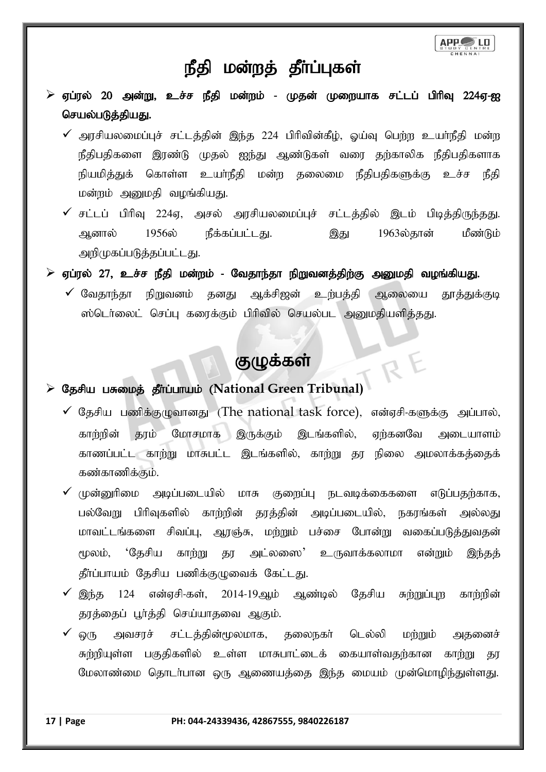# நீதி மன்றத் தீர்ப்புகள்

- **ஏப்ரல் 20 அன்று, உச்ச நீதி மன்றம் - முதன் முறையாக சட்டப் பிரிவு 224ஏ-ஐ செயல்படுத்தியது.**
  - ✓ அரசியலமைப்புச் சட்டத்தின் இந்த 224 பிரிவின்கீழ், ஓய்வு பெற்ற உயர்நீதி மன்ற நீதிபதிகளை இரண்டு முதல் ஐந்து ஆண்டுகள் வரை தற்காலிக நீதிபதிகளாக நியமித்துக் கொள்ள உயர்நீதி மன்ற தலைமை நீதிபதிகளுக்கு உச்ச நீதி மன்றம் அனுமதி வழங்கியது.
  - ✓ சட்டப் பிரிவு 224ஏ, அசல் அரசியலமைப்புச் சட்டத்தில் இடம் பிடித்திருந்தது. ஆனால் 1956ல் நீக்கப்பட்டது. இது 1963ல்தான் மீண்டும் அறிமுகப்படுத்தப்பட்டது.
- **ஏப்ரல் 27, உச்ச நீதி மன்றம் - வேதாந்தா நிறுவனத்திற்கு அனுமதி வழங்கியது.**
  - ✓ வேதாந்தா நிறுவனம் தனது ஆக்சிஜன் உற்பத்தி ஆலையை தூத்துக்குடி ஸ்டெர்லைட் செப்பு கரைக்கும் பிரிவில் செயல்பட அனுமதியளித்தது.

# குழுக்கள்

- **தேசிய பசுமைத் தீர்ப்பாயம் (National Green Tribunal)**
  - ✓ தேசிய பணிக்குழுவானது (The national task force), என்ஏசி-களுக்கு அப்பால், காற்றின் தரம் மோசமாக இருக்கும் இடங்களில், ஏற்கனவே அடையாளம் காணப்பட்ட காற்று மாசுபட்ட இடங்களில், காற்று தர நிலை அமலாக்கத்தைக் கண்காணிக்கும்.
  - ✓ முன்னுரிமை அடிப்படையில் மாசு குறைப்பு நடவடிக்கைகளை எடுப்பதற்காக, பல்வேறு பிரிவுகளில் காற்றின் தரத்தின் அடிப்படையில், நகரங்கள் அல்லது மாவட்டங்களை சிவப்பு, ஆரஞ்சு, மற்றும் பச்சை போன்று வகைப்படுத்துவதன் மூலம், 'தேசிய காற்று தர அட்லஸை' உருவாக்கலாமா என்றும் இந்தத் தீர்ப்பாயம் தேசிய பணிக்குழுவைக் கேட்டது.
  - ✓ இந்த 124 என்ஏசி-கள், 2014-19ஆம் ஆண்டில் தேசிய சுற்றுப்புற காற்றின் தரத்தைப் பூர்த்தி செய்யாதவை ஆகும்.
  - ✓ ஒரு அவசரச் சட்டத்தின்மூலமாக, தலைநகர் டெல்லி மற்றும் அதனைச் சுற்றியுள்ள பகுதிகளில் உள்ள மாசுபாட்டைக் கையாள்வதற்கான காற்று தர மேலாண்மை தொடர்பான ஒரு ஆணையத்தை இந்த மையம் முன்மொழிந்துள்ளது.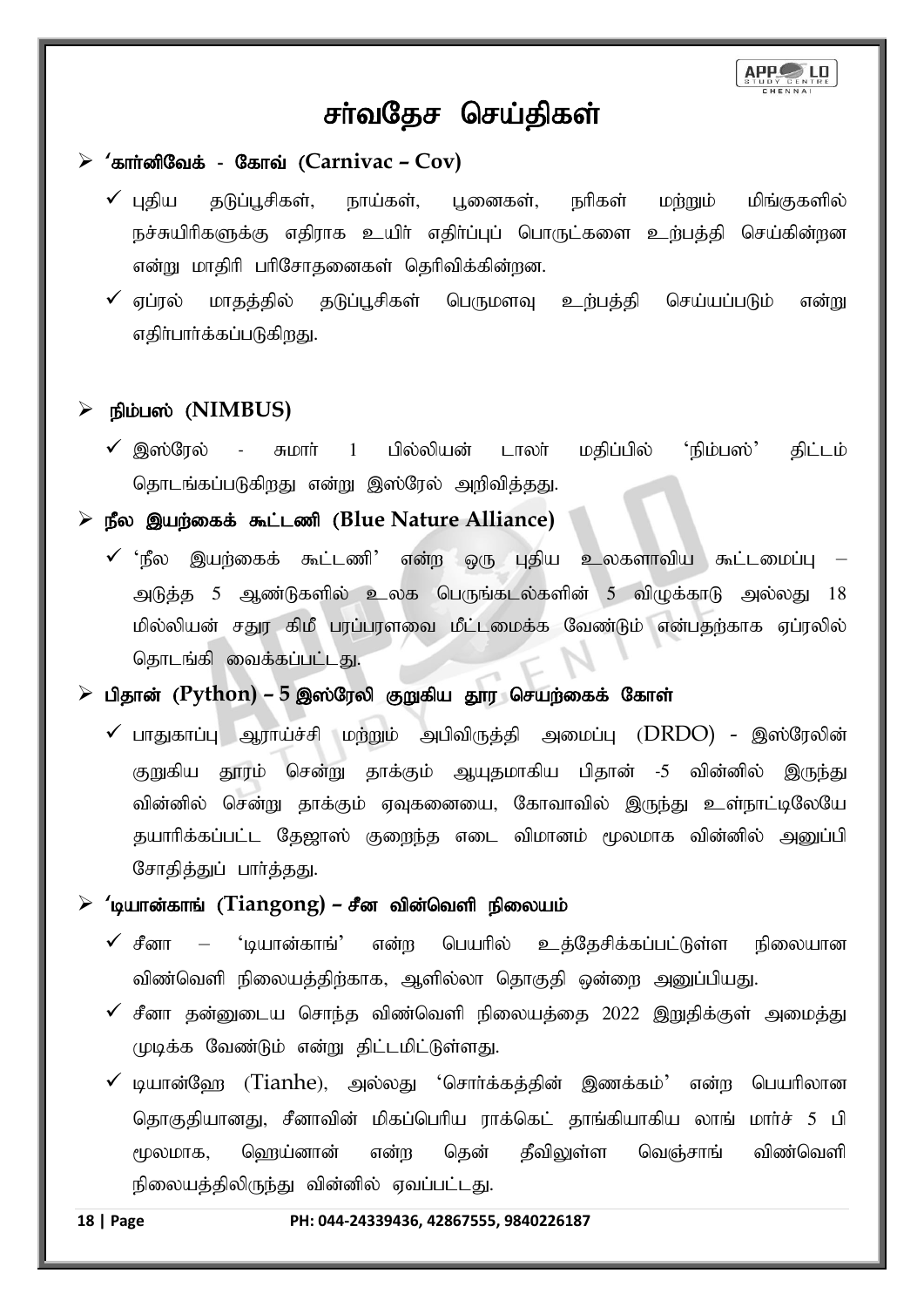# சர்வதேச செய்திகள்

- **'கார்னிவேக் - கோவ் (Carnivac – Cov)**
  - ✓ புதிய தடுப்பூசிகள், நாய்கள், பூனைகள், நரிகள் மற்றும் மிங்குகளில் நச்சுயிரிகளுக்கு எதிராக உயிர் எதிர்ப்புப் பொருட்களை உற்பத்தி செய்கின்றன என்று மாதிரி பரிசோதனைகள் தெரிவிக்கின்றன.
  - ✓ ஏப்ரல் மாதத்தில் தடுப்பூசிகள் பெருமளவு உற்பத்தி செய்யப்படும் என்று எதிர்பார்க்கப்படுகிறது.

- **நிம்பஸ் (NIMBUS)**
  - ✓ இஸ்ரேல் - சுமார் 1 பில்லியன் டாலர் மதிப்பில் 'நிம்பஸ்' திட்டம் தொடங்கப்படுகிறது என்று இஸ்ரேல் அறிவித்தது.

- **நீல இயற்கைக் கூட்டணி (Blue Nature Alliance)**
  - ✓ 'நீல இயற்கைக் கூட்டணி' என்ற ஒரு புதிய உலகளாவிய கூட்டமைப்பு – அடுத்த 5 ஆண்டுகளில் உலக பெருங்கடல்களின் 5 விழுக்காடு அல்லது 18 மில்லியன் சதுர கிமீ பரப்பளவை மீட்டமைக்க வேண்டும் என்பதற்காக ஏப்ரலில் தொடங்கி வைக்கப்பட்டது.

- **பிதான் (Python) – 5 இஸ்ரேலி குறுகிய தூர செயற்கைக் கோள்**
  - ✓ பாதுகாப்பு ஆராய்ச்சி மற்றும் அபிவிருத்தி அமைப்பு (DRDO) - இஸ்ரேலின் குறுகிய தூரம் சென்று தாக்கும் ஆயுதமாகிய பிதான் -5 வின்னில் இருந்து வின்னில் சென்று தாக்கும் ஏவுகனையை, கோவாவில் இருந்து உள்நாட்டிலேயே தயாரிக்கப்பட்ட தேஜாஸ் குறைந்த எடை விமானம் மூலமாக வின்னில் அனுப்பி சோதித்துப் பார்த்தது.

- **'டியான்காங் (Tiangong) – சீன வின்வெளி நிலையம்**
  - ✓ சீனா – 'டியான்காங்' என்ற பெயரில் உத்தேசிக்கப்பட்டுள்ள நிலையான விண்வெளி நிலையத்திற்காக, ஆளில்லா தொகுதி ஒன்றை அனுப்பியது.
  - ✓ சீனா தன்னுடைய சொந்த விண்வெளி நிலையத்தை 2022 இறுதிக்குள் அமைத்து முடிக்க வேண்டும் என்று திட்டமிட்டுள்ளது.
  - ✓ டியான்ஹே (Tianhe), அல்லது 'சொர்க்கத்தின் இணக்கம்' என்ற பெயரிலான தொகுதியானது, சீனாவின் மிகப்பெரிய ராக்கெட் தாங்கியாகிய லாங் மார்ச் 5 பி மூலமாக, ஹெய்னான் என்ற தென் தீவிலுள்ள வெஞ்சாங் விண்வெளி நிலையத்திலிருந்து வின்னில் ஏவப்பட்டது.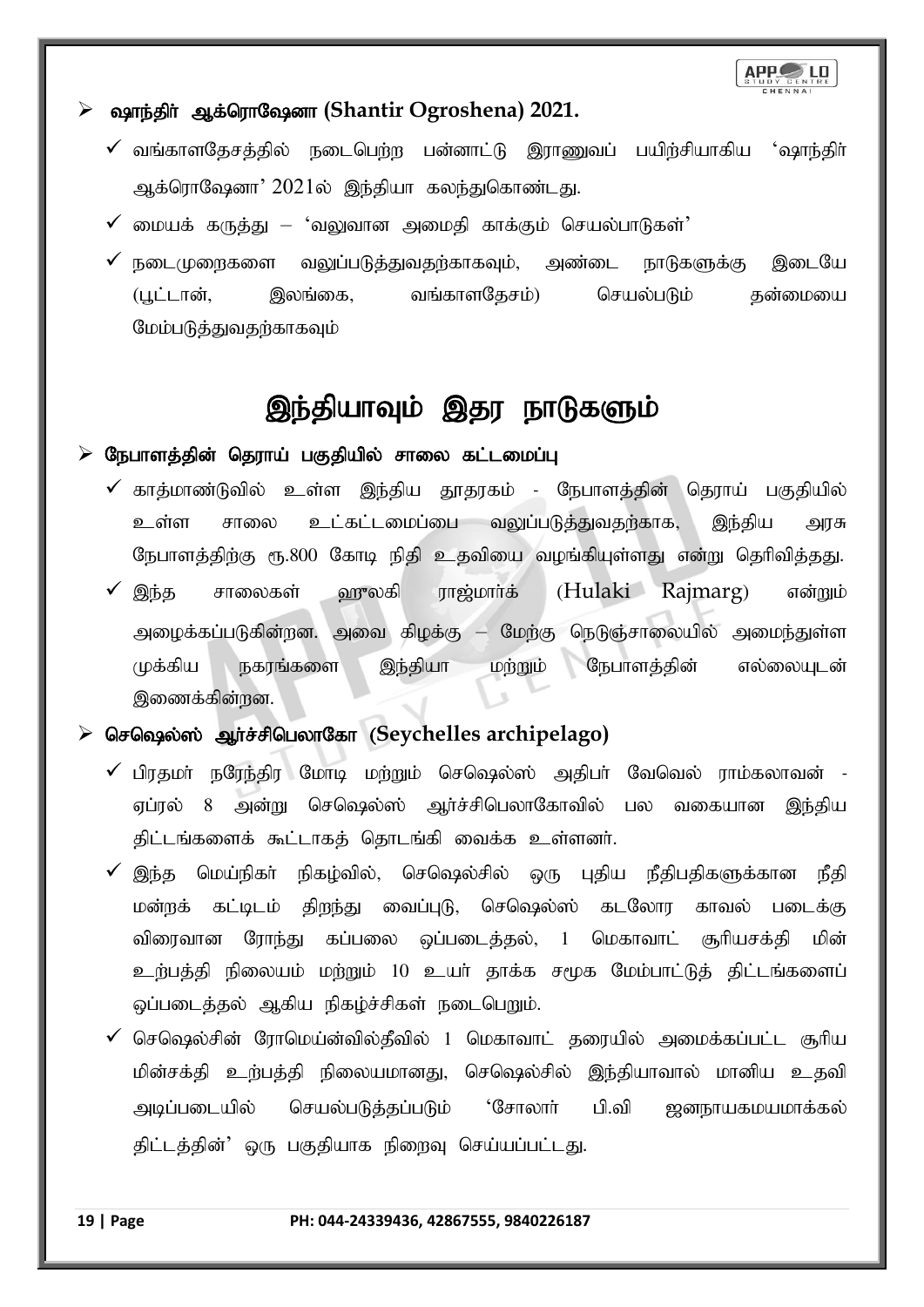- **ஷாந்திர் ஆக்ரொஷேனா (Shantir Ogroshena) 2021.**
  - ✓ வங்காளதேசத்தில் நடைபெற்ற பன்னாட்டு இராணுவப் பயிற்சியாகிய 'ஷாந்திர் ஆக்ரொஷேனா' 2021ல் இந்தியா கலந்துகொண்டது.
  - ✓ மையக் கருத்து – 'வலுவான அமைதி காக்கும் செயல்பாடுகள்'
  - ✓ நடைமுறைகளை வலுப்படுத்துவதற்காகவும், அண்டை நாடுகளுக்கு இடையே (பூட்டான், இலங்கை, வங்காளதேசம்) செயல்படும் தன்மையை மேம்படுத்துவதற்காகவும்

# இந்தியாவும் இதர நாடுகளும்

- **நேபாளத்தின் தெராய் பகுதியில் சாலை கட்டமைப்பு**
  - ✓ காத்மாண்டுவில் உள்ள இந்திய தூதரகம் - நேபாளத்தின் தெராய் பகுதியில் உள்ள சாலை உட்கட்டமைப்பை வலுப்படுத்துவதற்காக, இந்திய அரசு நேபாளத்திற்கு ரூ.800 கோடி நிதி உதவியை வழங்கியுள்ளது என்று தெரிவித்தது.
  - ✓ இந்த சாலைகள் ஹுலகி ராஜ்மார்க் (Hulaki Rajmarg) என்றும் அழைக்கப்படுகின்றன. அவை கிழக்கு – மேற்கு நெடுஞ்சாலையில் அமைந்துள்ள முக்கிய நகரங்களை இந்தியா மற்றும் நேபாளத்தின் எல்லையுடன் இணைக்கின்றன.
- **செஷெல்ஸ் ஆர்ச்சிபெலாகோ (Seychelles archipelago)**
  - ✓ பிரதமர் நரேந்திர மோடி மற்றும் செஷெல்ஸ் அதிபர் வேவெல் ராம்கலாவன் - ஏப்ரல் 8 அன்று செஷெல்ஸ் ஆர்ச்சிபெலாகோவில் பல வகையான இந்திய திட்டங்களைக் கூட்டாகத் தொடங்கி வைக்க உள்ளனர்.
  - ✓ இந்த மெய்நிகர் நிகழ்வில், செஷெல்சில் ஒரு புதிய நீதிபதிகளுக்கான நீதி மன்றக் கட்டிடம் திறந்து வைப்புடு, செஷெல்ஸ் கடலோர காவல் படைக்கு விரைவான ரோந்து கப்பலை ஒப்படைத்தல், 1 மெகாவாட் சூரியசக்தி மின் உற்பத்தி நிலையம் மற்றும் 10 உயர் தாக்க சமூக மேம்பாட்டுத் திட்டங்களைப் ஒப்படைத்தல் ஆகிய நிகழ்ச்சிகள் நடைபெறும்.
  - ✓ செஷெல்சின் ரோமெய்ன்வில்தீவில் 1 மெகாவாட் தரையில் அமைக்கப்பட்ட சூரிய மின்சக்தி உற்பத்தி நிலையமானது, செஷெல்சில் இந்தியாவால் மானிய உதவி அடிப்படையில் செயல்படுத்தப்படும் 'சோலார் பி.வி ஜனநாயகமயமாக்கல் திட்டத்தின்' ஒரு பகுதியாக நிறைவு செய்யப்பட்டது.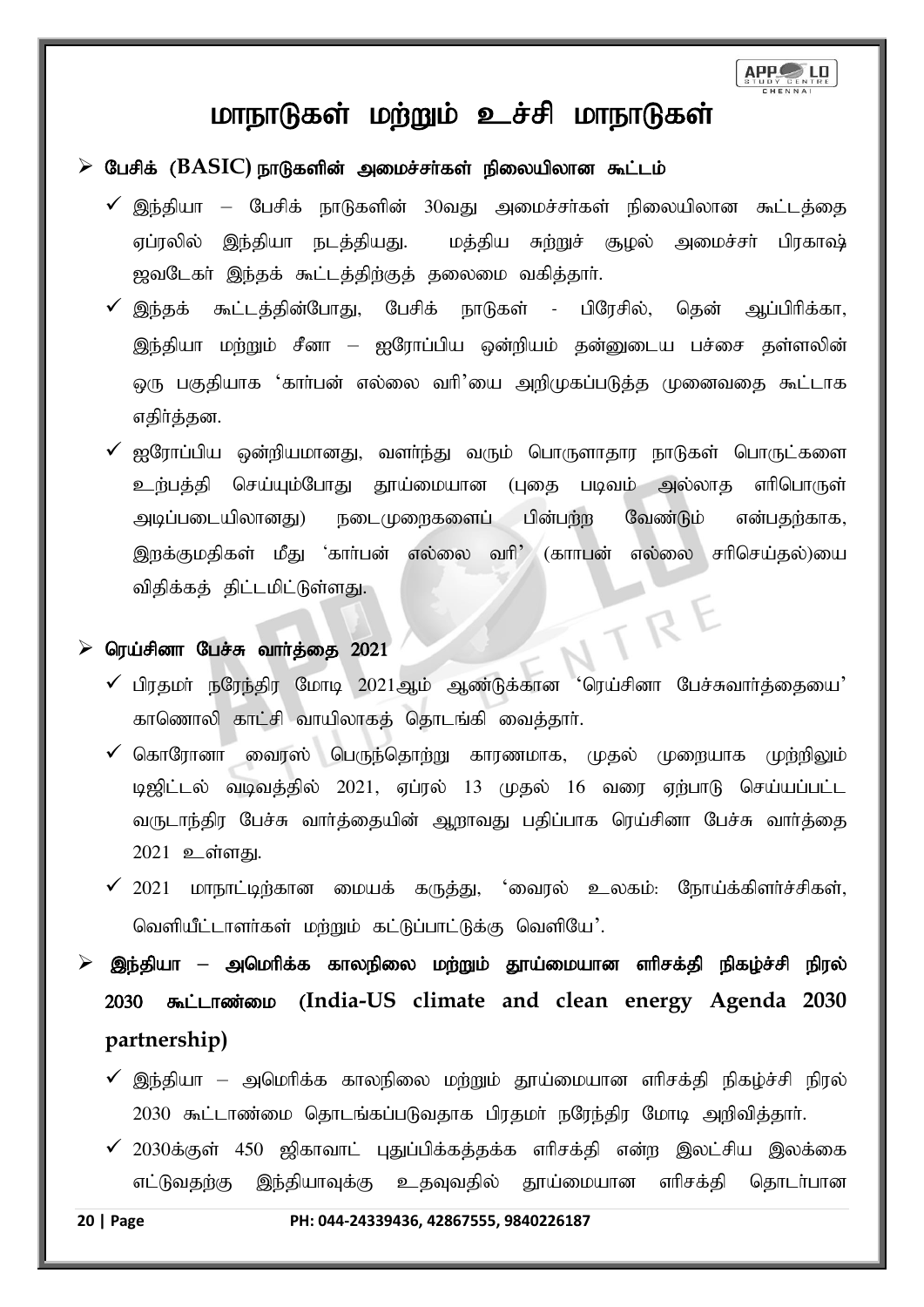# மாநாடுகள் மற்றும் உச்சி மாநாடுகள்

- **பேசிக் (BASIC) நாடுகளின் அமைச்சர்கள் நிலையிலான கூட்டம்**
  - ✓ இந்தியா – பேசிக் நாடுகளின் 30வது அமைச்சர்கள் நிலையிலான கூட்டத்தை ஏப்ரலில் இந்தியா நடத்தியது. மத்திய சுற்றுச் சூழல் அமைச்சர் பிரகாஷ் ஜவடேகர் இந்தக் கூட்டத்திற்குத் தலைமை வகித்தார்.
  - ✓ இந்தக் கூட்டத்தின்போது, பேசிக் நாடுகள் - பிரேசில், தென் ஆப்பிரிக்கா, இந்தியா மற்றும் சீனா – ஐரோப்பிய ஒன்றியம் தன்னுடைய பச்சை தள்ளலின் ஒரு பகுதியாக 'கார்பன் எல்லை வரி'யை அறிமுகப்படுத்த முனைவதை கூட்டாக எதிர்த்தன.
  - ✓ ஐரோப்பிய ஒன்றியமானது, வளர்ந்து வரும் பொருளாதார நாடுகள் பொருட்களை உற்பத்தி செய்யும்போது தூய்மையான (புதை படிவம் அல்லாத எரிபொருள் அடிப்படையிலானது) நடைமுறைகளைப் பின்பற்ற வேண்டும் என்பதற்காக, இறக்குமதிகள் மீது 'கார்பன் எல்லை வரி' (காாபன் எல்லை சரிசெய்தல்)யை விதிக்கத் திட்டமிட்டுள்ளது.

- **ரெய்சினா பேச்சு வார்த்தை 2021**
  - ✓ பிரதமர் நரேந்திர மோடி 2021ஆம் ஆண்டுக்கான 'ரெய்சினா பேச்சுவார்த்தையை' காணொலி காட்சி வாயிலாகத் தொடங்கி வைத்தார்.
  - ✓ கொரோனா வைரஸ் பெருந்தொற்று காரணமாக, முதல் முறையாக முற்றிலும் டிஜிட்டல் வடிவத்தில் 2021, ஏப்ரல் 13 முதல் 16 வரை ஏற்பாடு செய்யப்பட்ட வருடாந்திர பேச்சு வார்த்தையின் ஆறாவது பதிப்பாக ரெய்சினா பேச்சு வார்த்தை 2021 உள்ளது.
  - ✓ 2021 மாநாட்டிற்கான மையக் கருத்து, 'வைரல் உலகம்: நோய்க்கிளர்ச்சிகள், வெளியீட்டாளர்கள் மற்றும் கட்டுப்பாட்டுக்கு வெளியே'.

- **இந்தியா – அமெரிக்க காலநிலை மற்றும் தூய்மையான எரிசக்தி நிகழ்ச்சி நிரல் 2030 கூட்டாண்மை (India-US climate and clean energy Agenda 2030 partnership)**
  - ✓ இந்தியா – அமெரிக்க காலநிலை மற்றும் தூய்மையான எரிசக்தி நிகழ்ச்சி நிரல் 2030 கூட்டாண்மை தொடங்கப்படுவதாக பிரதமர் நரேந்திர மோடி அறிவித்தார்.
  - ✓ 2030க்குள் 450 ஜிகாவாட் புதுப்பிக்கத்தக்க எரிசக்தி என்ற இலட்சிய இலக்கை எட்டுவதற்கு இந்தியாவுக்கு உதவுவதில் தூய்மையான எரிசக்தி தொடர்பான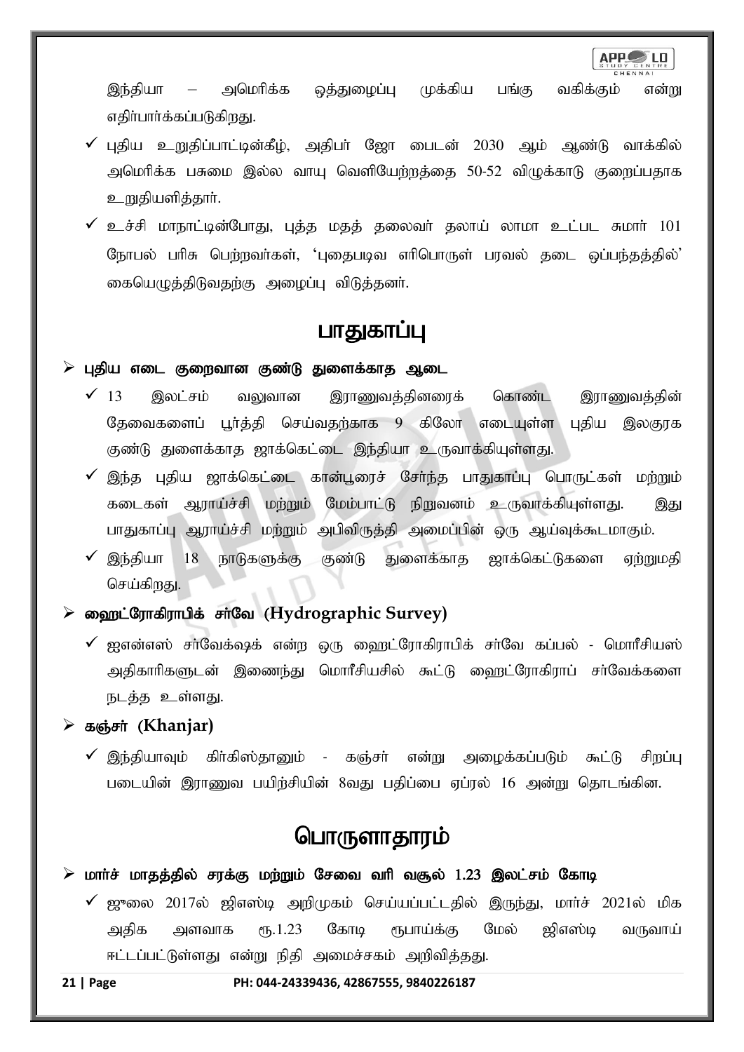இந்தியா – அமெரிக்க ஒத்துழைப்பு முக்கிய பங்கு வகிக்கும் என்று எதிர்பார்க்கப்படுகிறது.

- ✓ புதிய உறுதிப்பாட்டின்கீழ், அதிபர் ஜோ பைடன் 2030 ஆம் ஆண்டு வாக்கில் அமெரிக்க பசுமை இல்ல வாயு வெளியேற்றத்தை 50-52 விழுக்காடு குறைப்பதாக உறுதியளித்தார்.
- ✓ உச்சி மாநாட்டின்போது, புத்த மதத் தலைவர் தலாய் லாமா உட்பட சுமார் 101 நோபல் பரிசு பெற்றவர்கள், 'புதைபடிவ எரிபொருள் பரவல் தடை ஒப்பந்தத்தில்' கையெழுத்திடுவதற்கு அழைப்பு விடுத்தனர்.

# பாதுகாப்பு

➢ **புதிய எடை குறைவான குண்டு துளைக்காத ஆடை**

- ✓ 13 இலட்சம் வலுவான இராணுவத்தினரைக் கொண்ட இராணுவத்தின் தேவைகளைப் பூர்த்தி செய்வதற்காக 9 கிலோ எடையுள்ள புதிய இலகுரக குண்டு துளைக்காத ஜாக்கெட்டை இந்தியா உருவாக்கியுள்ளது.
- ✓ இந்த புதிய ஜாக்கெட்டை கான்பூரைச் சேர்ந்த பாதுகாப்பு பொருட்கள் மற்றும் கடைகள் ஆராய்ச்சி மற்றும் மேம்பாட்டு நிறுவனம் உருவாக்கியுள்ளது. இது பாதுகாப்பு ஆராய்ச்சி மற்றும் அபிவிருத்தி அமைப்பின் ஒரு ஆய்வுக்கூடமாகும்.
- ✓ இந்தியா 18 நாடுகளுக்கு குண்டு துளைக்காத ஜாக்கெட்டுகளை ஏற்றுமதி செய்கிறது.

➢ **ஹைட்ரோகிராபிக் சர்வே (Hydrographic Survey)**

- ✓ ஐஎன்எஸ் சர்வேக்ஷக் என்ற ஒரு ஹைட்ரோகிராபிக் சர்வே கப்பல் - மொரீசியஸ் அதிகாரிகளுடன் இணைந்து மொரீசியசில் கூட்டு ஹைட்ரோகிராப் சர்வேக்களை நடத்த உள்ளது.

➢ **கஞ்சர் (Khanjar)**

- ✓ இந்தியாவும் கிர்கிஸ்தானும் - கஞ்சர் என்று அழைக்கப்படும் கூட்டு சிறப்பு படையின் இராணுவ பயிற்சியின் 8வது பதிப்பை ஏப்ரல் 16 அன்று தொடங்கின.

# பொருளாதாரம்

➢ **மார்ச் மாதத்தில் சரக்கு மற்றும் சேவை வரி வசூல் 1.23 இலட்சம் கோடி**

- ✓ ஜூலை 2017ல் ஜிஎஸ்டி அறிமுகம் செய்யப்பட்டதில் இருந்து, மார்ச் 2021ல் மிக அதிக அளவாக ரூ.1.23 கோடி ரூபாய்க்கு மேல் ஜிஎஸ்டி வருவாய் ஈட்டப்பட்டுள்ளது என்று நிதி அமைச்சகம் அறிவித்தது.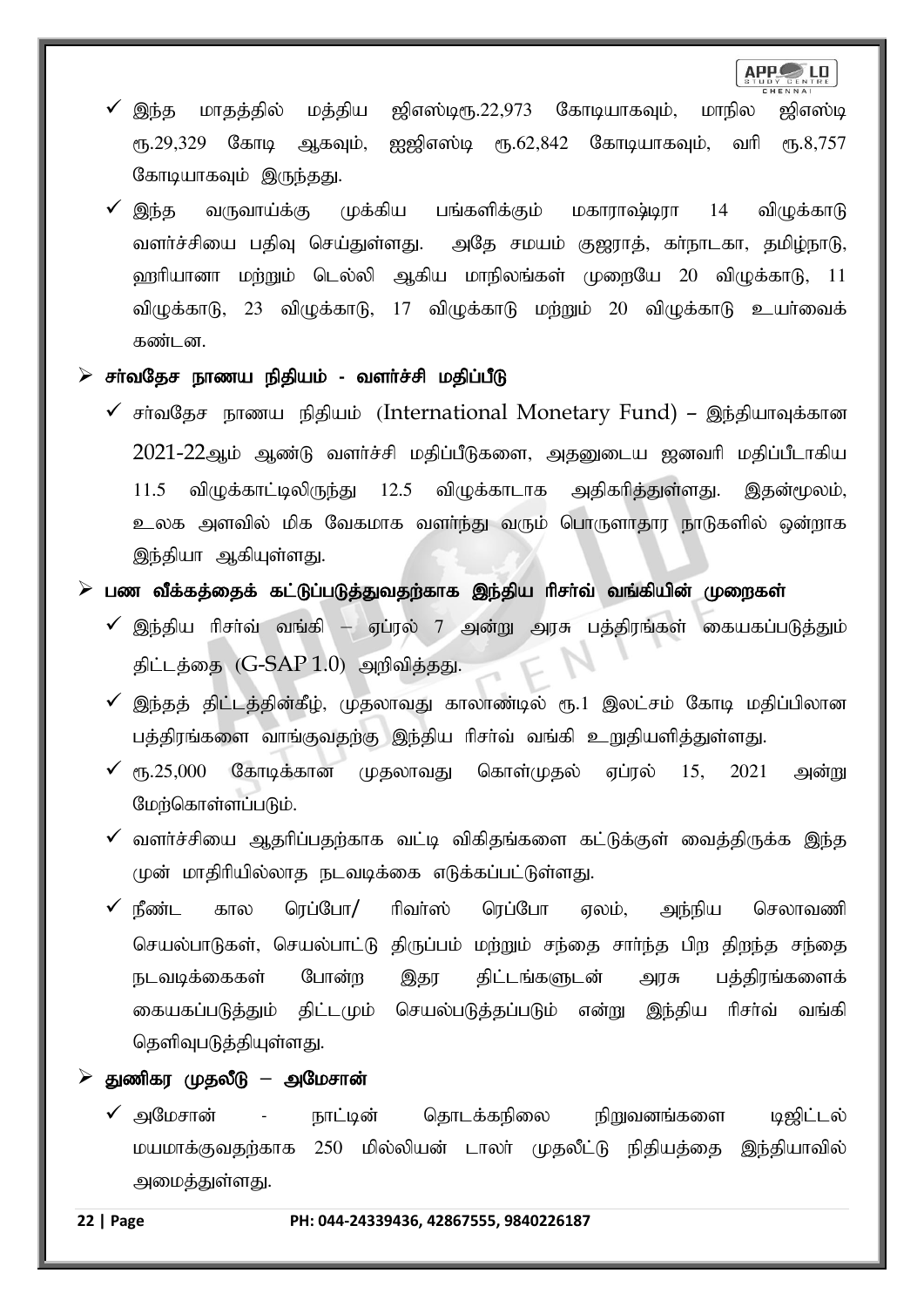- ✓ இந்த மாதத்தில் மத்திய ஜிஎஸ்டிரூ.22,973 கோடியாகவும், மாநில ஜிஎஸ்டி ரூ.29,329 கோடி ஆகவும், ஐஜிஎஸ்டி ரூ.62,842 கோடியாகவும், வரி ரூ.8,757 கோடியாகவும் இருந்தது.
- ✓ இந்த வருவாய்க்கு முக்கிய பங்களிக்கும் மகாராஷ்டிரா 14 விழுக்காடு வளர்ச்சியை பதிவு செய்துள்ளது. அதே சமயம் குஜராத், கர்நாடகா, தமிழ்நாடு, ஹரியானா மற்றும் டெல்லி ஆகிய மாநிலங்கள் முறையே 20 விழுக்காடு, 11 விழுக்காடு, 23 விழுக்காடு, 17 விழுக்காடு மற்றும் 20 விழுக்காடு உயர்வைக் கண்டன.

## ➢ சர்வதேச நாணய நிதியம் - வளர்ச்சி மதிப்பீடு

- ✓ சர்வதேச நாணய நிதியம் (International Monetary Fund) – இந்தியாவுக்கான 2021-22ஆம் ஆண்டு வளர்ச்சி மதிப்பீடுகளை, அதனுடைய ஜனவரி மதிப்பீடாகிய 11.5 விழுக்காட்டிலிருந்து 12.5 விழுக்காடாக அதிகரித்துள்ளது. இதன்மூலம், உலக அளவில் மிக வேகமாக வளர்ந்து வரும் பொருளாதார நாடுகளில் ஒன்றாக இந்தியா ஆகியுள்ளது.

## ➢ பண வீக்கத்தைக் கட்டுப்படுத்துவதற்காக இந்திய ரிசர்வ் வங்கியின் முறைகள்

- ✓ இந்திய ரிசர்வ் வங்கி – ஏப்ரல் 7 அன்று அரசு பத்திரங்கள் கையகப்படுத்தும் திட்டத்தை (G-SAP 1.0) அறிவித்தது.
- ✓ இந்தத் திட்டத்தின்கீழ், முதலாவது காலாண்டில் ரூ.1 இலட்சம் கோடி மதிப்பிலான பத்திரங்களை வாங்குவதற்கு இந்திய ரிசர்வ் வங்கி உறுதியளித்துள்ளது.
- ✓ ரூ.25,000 கோடிக்கான முதலாவது கொள்முதல் ஏப்ரல் 15, 2021 அன்று மேற்கொள்ளப்படும்.
- ✓ வளர்ச்சியை ஆதரிப்பதற்காக வட்டி விகிதங்களை கட்டுக்குள் வைத்திருக்க இந்த முன் மாதிரியில்லாத நடவடிக்கை எடுக்கப்பட்டுள்ளது.
- ✓ நீண்ட கால ரெப்போ/ ரிவர்ஸ் ரெப்போ ஏலம், அந்நிய செலாவணி செயல்பாடுகள், செயல்பாட்டு திருப்பம் மற்றும் சந்தை சார்ந்த பிற திறந்த சந்தை நடவடிக்கைகள் போன்ற இதர திட்டங்களுடன் அரசு பத்திரங்களைக் கையகப்படுத்தும் திட்டமும் செயல்படுத்தப்படும் என்று இந்திய ரிசர்வ் வங்கி தெளிவுபடுத்தியுள்ளது.

## ➢ துணிகர முதலீடு – அமேசான்

- ✓ அமேசான் - நாட்டின் தொடக்கநிலை நிறுவனங்களை டிஜிட்டல் மயமாக்குவதற்காக 250 மில்லியன் டாலர் முதலீட்டு நிதியத்தை இந்தியாவில் அமைத்துள்ளது.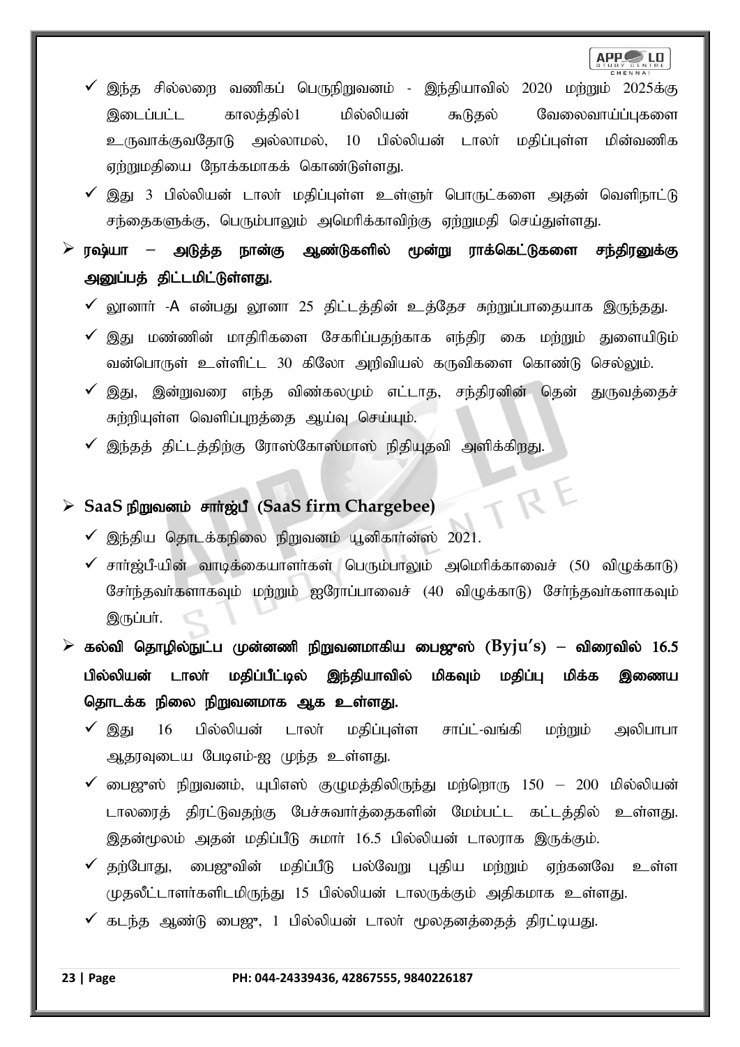- ✓ இந்த சில்லறை வணிகப் பெருநிறுவனம் - இந்தியாவில் 2020 மற்றும் 2025க்கு இடைப்பட்ட காலத்தில்1 மில்லியன் கூடுதல் வேலைவாய்ப்புகளை உருவாக்குவதோடு அல்லாமல், 10 பில்லியன் டாலர் மதிப்புள்ள மின்வணிக ஏற்றுமதியை நோக்கமாகக் கொண்டுள்ளது.
- ✓ இது 3 பில்லியன் டாலர் மதிப்புள்ள உள்ளூர் பொருட்களை அதன் வெளிநாட்டு சந்தைகளுக்கு, பெரும்பாலும் அமெரிக்காவிற்கு ஏற்றுமதி செய்துள்ளது.

➢ **ரஷ்யா – அடுத்த நான்கு ஆண்டுகளில் மூன்று ராக்கெட்டுகளை சந்திரனுக்கு அனுப்பத் திட்டமிட்டுள்ளது.**

- ✓ லூனார் -A என்பது லூனா 25 திட்டத்தின் உத்தேச சுற்றுப்பாதையாக இருந்தது.
- ✓ இது மண்ணின் மாதிரிகளை சேகரிப்பதற்காக எந்திர கை மற்றும் துளையிடும் வன்பொருள் உள்ளிட்ட 30 கிலோ அறிவியல் கருவிகளை கொண்டு செல்லும்.
- ✓ இது, இன்றுவரை எந்த விண்கலமும் எட்டாத, சந்திரனின் தென் துருவத்தைச் சுற்றியுள்ள வெளிப்புறத்தை ஆய்வு செய்யும்.
- ✓ இந்தத் திட்டத்திற்கு ரோஸ்கோஸ்மாஸ் நிதியுதவி அளிக்கிறது.

➢ **SaaS நிறுவனம் சார்ஜ்பீ (SaaS firm Chargebee)**

- ✓ இந்திய தொடக்கநிலை நிறுவனம் யூனிகார்ன்ஸ் 2021.
- ✓ சார்ஜ்பீ-யின் வாடிக்கையாளர்கள் பெரும்பாலும் அமெரிக்காவைச் (50 விழுக்காடு) சேர்ந்தவர்களாகவும் மற்றும் ஐரோப்பாவைச் (40 விழுக்காடு) சேர்ந்தவர்களாகவும் இருப்பர்.

➢ **கல்வி தொழில்நுட்ப முன்னணி நிறுவனமாகிய பைஜுஸ் (Byju's) – விரைவில் 16.5 பில்லியன் டாலர் மதிப்பீட்டில் இந்தியாவில் மிகவும் மதிப்பு மிக்க இணைய தொடக்க நிலை நிறுவனமாக ஆக உள்ளது.**

- ✓ இது 16 பில்லியன் டாலர் மதிப்புள்ள சாப்ட்-வங்கி மற்றும் அலிபாபா ஆதரவுடைய பேடிஎம்-ஐ முந்த உள்ளது.
- ✓ பைஜுஸ் நிறுவனம், யுபிஎஸ் குழுமத்திலிருந்து மற்றொரு 150 – 200 மில்லியன் டாலரைத் திரட்டுவதற்கு பேச்சுவார்த்தைகளின் மேம்பட்ட கட்டத்தில் உள்ளது. இதன்மூலம் அதன் மதிப்பீடு சுமார் 16.5 பில்லியன் டாலராக இருக்கும்.
- ✓ தற்போது, பைஜுவின் மதிப்பீடு பல்வேறு புதிய மற்றும் ஏற்கனவே உள்ள முதலீட்டாளர்களிடமிருந்து 15 பில்லியன் டாலருக்கும் அதிகமாக உள்ளது.
- ✓ கடந்த ஆண்டு பைஜு, 1 பில்லியன் டாலர் மூலதனத்தைத் திரட்டியது.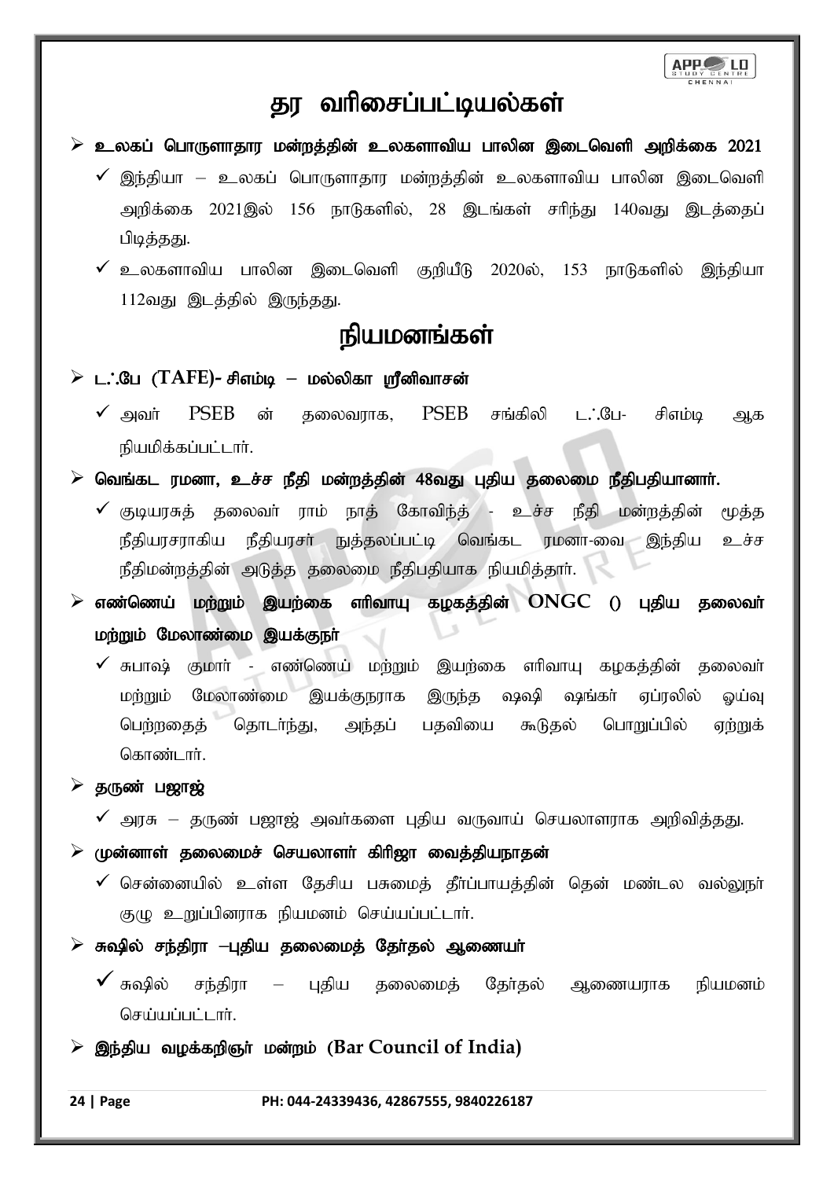# தர வரிசைப்பட்டியல்கள்

- **உலகப் பொருளாதார மன்றத்தின் உலகளாவிய பாலின இடைவெளி அறிக்கை 2021**
  - ✓ இந்தியா – உலகப் பொருளாதார மன்றத்தின் உலகளாவிய பாலின இடைவெளி அறிக்கை 2021இல் 156 நாடுகளில், 28 இடங்கள் சரிந்து 140வது இடத்தைப் பிடித்தது.
  - ✓ உலகளாவிய பாலின இடைவெளி குறியீடு 2020ல், 153 நாடுகளில் இந்தியா 112வது இடத்தில் இருந்தது.

# நியமனங்கள்

- **டஃபே (TAFE)- சிஎம்டி – மல்லிகா ஸ்ரீனிவாசன்**
  - ✓ அவர் PSEB ன் தலைவராக, PSEB சங்கிலி டஃபே- சிஎம்டி ஆக நியமிக்கப்பட்டார்.
- **வெங்கட ரமனா, உச்ச நீதி மன்றத்தின் 48வது புதிய தலைமை நீதிபதியானார்.**
  - ✓ குடியரசுத் தலைவர் ராம் நாத் கோவிந்த் - உச்ச நீதி மன்றத்தின் மூத்த நீதியரசராகிய நீதியரசர் நுத்தலப்பட்டி வெங்கட ரமனா-வை இந்திய உச்ச நீதிமன்றத்தின் அடுத்த தலைமை நீதிபதியாக நியமித்தார்.
- **எண்ணெய் மற்றும் இயற்கை எரிவாயு கழகத்தின் ONGC () புதிய தலைவர் மற்றும் மேலாண்மை இயக்குநர்**
  - ✓ சுபாஷ் குமார் - எண்ணெய் மற்றும் இயற்கை எரிவாயு கழகத்தின் தலைவர் மற்றும் மேலாண்மை இயக்குநராக இருந்த ஷஷி ஷங்கர் ஏப்ரலில் ஓய்வு பெற்றதைத் தொடர்ந்து, அந்தப் பதவியை கூடுதல் பொறுப்பில் ஏற்றுக் கொண்டார்.
- **தருண் பஜாஜ்**
  - ✓ அரசு – தருண் பஜாஜ் அவர்களை புதிய வருவாய் செயலாளராக அறிவித்தது.
- **முன்னாள் தலைமைச் செயலாளர் கிரிஜா வைத்தியநாதன்**
  - ✓ சென்னையில் உள்ள தேசிய பசுமைத் தீர்ப்பாயத்தின் தென் மண்டல வல்லுநர் குழு உறுப்பினராக நியமனம் செய்யப்பட்டார்.
- **சுஷில் சந்திரா –புதிய தலைமைத் தேர்தல் ஆணையர்**
  - ✓ சுஷில் சந்திரா – புதிய தலைமைத் தேர்தல் ஆணையராக நியமனம் செய்யப்பட்டார்.
- **இந்திய வழக்கறிஞர் மன்றம் (Bar Council of India)**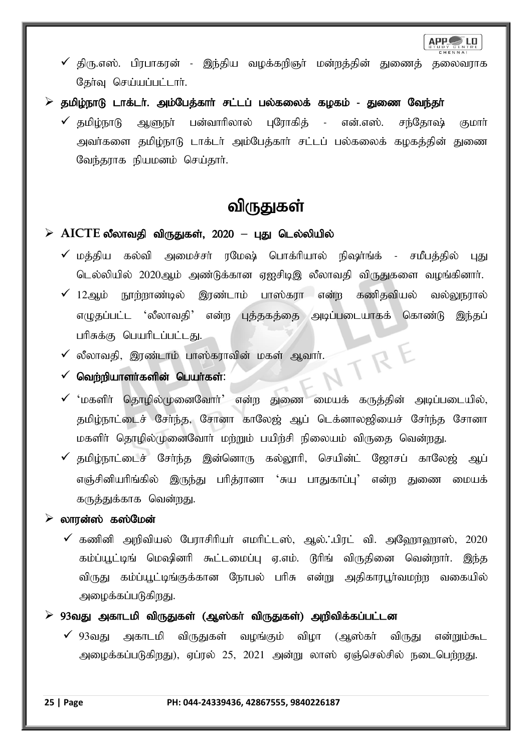- ✓ திரு.எஸ். பிரபாகரன் - இந்திய வழக்கறிஞர் மன்றத்தின் துணைத் தலைவராக தேர்வு செய்யப்பட்டார்.

- **தமிழ்நாடு டாக்டர். அம்பேத்கார் சட்டப் பல்கலைக் கழகம் - துணை வேந்தர்**
  - ✓ தமிழ்நாடு ஆளுநர் பன்வாரிலால் புரோகித் - என்.எஸ். சந்தோஷ் குமார் அவர்களை தமிழ்நாடு டாக்டர் அம்பேத்கார் சட்டப் பல்கலைக் கழகத்தின் துணை வேந்தராக நியமனம் செய்தார்.

# விருதுகள்

- **AICTE லீலாவதி விருதுகள், 2020 – புது டெல்லியில்**
  - ✓ மத்திய கல்வி அமைச்சர் ரமேஷ் பொக்ரியால் நிஷாங்க் - சமீபத்தில் புது டெல்லியில் 2020ஆம் அண்டுக்கான ஏஐசிடிஇ லீலாவதி விருதுகளை வழங்கினார்.
  - ✓ 12ஆம் நூற்றாண்டில் இரண்டாம் பாஸ்கரா என்ற கணிதவியல் வல்லுநரால் எழுதப்பட்ட 'லீலாவதி' என்ற புத்தகத்தை அடிப்படையாகக் கொண்டு இந்தப் பரிசுக்கு பெயரிடப்பட்டது.
  - ✓ லீலாவதி, இரண்டாம் பாஸ்கராவின் மகள் ஆவார்.
  - ✓ **வெற்றியாளர்களின் பெயர்கள்:**
  - ✓ 'மகளிர் தொழில்முனைவோர்' என்ற துணை மையக் கருத்தின் அடிப்படையில், தமிழ்நாட்டைச் சேர்ந்த, சோனா காலேஜ் ஆப் டெக்னாலஜியைச் சேர்ந்த சோனா மகளிர் தொழில்முனைவோர் மற்றும் பயிற்சி நிலையம் விருதை வென்றது.
  - ✓ தமிழ்நாட்டைச் சேர்ந்த இன்னொரு கல்லூரி, செயின்ட் ஜோசப் காலேஜ் ஆப் எஞ்சினியரிங்கில் இருந்து பரித்ரானா 'சுய பாதுகாப்பு' என்ற துணை மையக் கருத்துக்காக வென்றது.

- **லாரன்ஸ் கஸ்மேன்**
  - ✓ கணினி அறிவியல் பேராசிரியர் எமரிட்டஸ், ஆல்ஃபிரட் வி. அஹோஹாஸ், 2020 கம்ப்யூட்டிங் மெஷினரி கூட்டமைப்பு ஏ.எம். டூரிங் விருதினை வென்றார். இந்த விருது கம்ப்யூட்டிங்குக்கான நோபல் பரிசு என்று அதிகாரபூர்வமற்ற வகையில் அழைக்கப்படுகிறது.

- **93வது அகாடமி விருதுகள் (ஆஸ்கர் விருதுகள்) அறிவிக்கப்பட்டன**
  - ✓ 93வது அகாடமி விருதுகள் வழங்கும் விழா (ஆஸ்கர் விருது என்றும்கூட அழைக்கப்படுகிறது), ஏப்ரல் 25, 2021 அன்று லாஸ் ஏஞ்செல்சில் நடைபெற்றது.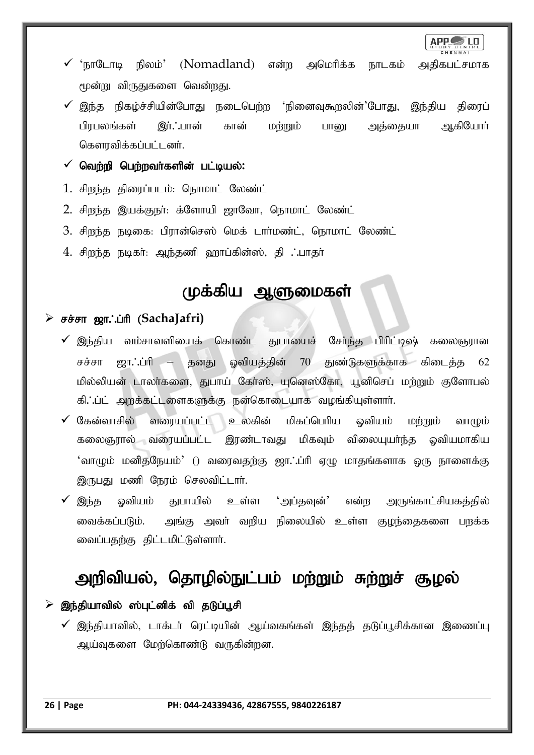- ✓ 'நாடோடி நிலம்' (Nomadland) என்ற அமெரிக்க நாடகம் அதிகபட்சமாக மூன்று விருதுகளை வென்றது.
- ✓ இந்த நிகழ்ச்சியின்போது நடைபெற்ற 'நினைவுகூறலின்'போது, இந்திய திரைப் பிரபலங்கள் இர்ஃபான் கான் மற்றும் பானு அத்தையா ஆகியோர் கௌரவிக்கப்பட்டனர்.
- ✓ **வெற்றி பெற்றவர்களின் பட்டியல்:**

1. சிறந்த திரைப்படம்: நொமாட் லேண்ட்
2. சிறந்த இயக்குநர்: க்ளோயி ஜாவோ, நொமாட் லேண்ட்
3. சிறந்த நடிகை: பிரான்செஸ் மெக் டார்மண்ட், நொமாட் லேண்ட்
4. சிறந்த நடிகர்: ஆந்தணி ஹாப்கின்ஸ், தி ஃபாதர்

# முக்கிய ஆளுமைகள்

## ➢ சச்சா ஜாஃப்ரி (SachaJafri)

- ✓ இந்திய வம்சாவளியைக் கொண்ட துபாயைச் சேர்ந்த பிரிட்டிஷ் கலைஞரான சச்சா ஜாஃப்ரி – தனது ஓவியத்தின் 70 துண்டுகளுக்காக கிடைத்த 62 மில்லியன் டாலர்களை, துபாய் கேர்ஸ், யுனெஸ்கோ, யூனிசெப் மற்றும் குளோபல் கிஃப்ட் அறக்கட்டளைகளுக்கு நன்கொடையாக வழங்கியுள்ளார்.
- ✓ கேன்வாசில் வரையப்பட்ட உலகின் மிகப்பெரிய ஓவியம் மற்றும் வாழும் கலைஞரால் வரையப்பட்ட இரண்டாவது மிகவும் விலையுயர்ந்த ஓவியமாகிய 'வாழும் மனிதநேயம்' () வரைவதற்கு ஜாஃப்ரி ஏழு மாதங்களாக ஒரு நாளைக்கு இருபது மணி நேரம் செலவிட்டார்.
- ✓ இந்த ஓவியம் துபாயில் உள்ள 'அப்தவுன்' என்ற அருங்காட்சியகத்தில் வைக்கப்படும். அங்கு அவர் வறிய நிலையில் உள்ள குழந்தைகளை பறக்க வைப்பதற்கு திட்டமிட்டுள்ளார்.

# அறிவியல், தொழில்நுட்பம் மற்றும் சுற்றுச் சூழல்

## ➢ இந்தியாவில் ஸ்புட்னிக் வி தடுப்பூசி

- ✓ இந்தியாவில், டாக்டர் ரெட்டியின் ஆய்வகங்கள் இந்தத் தடுப்பூசிக்கான இணைப்பு ஆய்வுகளை மேற்கொண்டு வருகின்றன.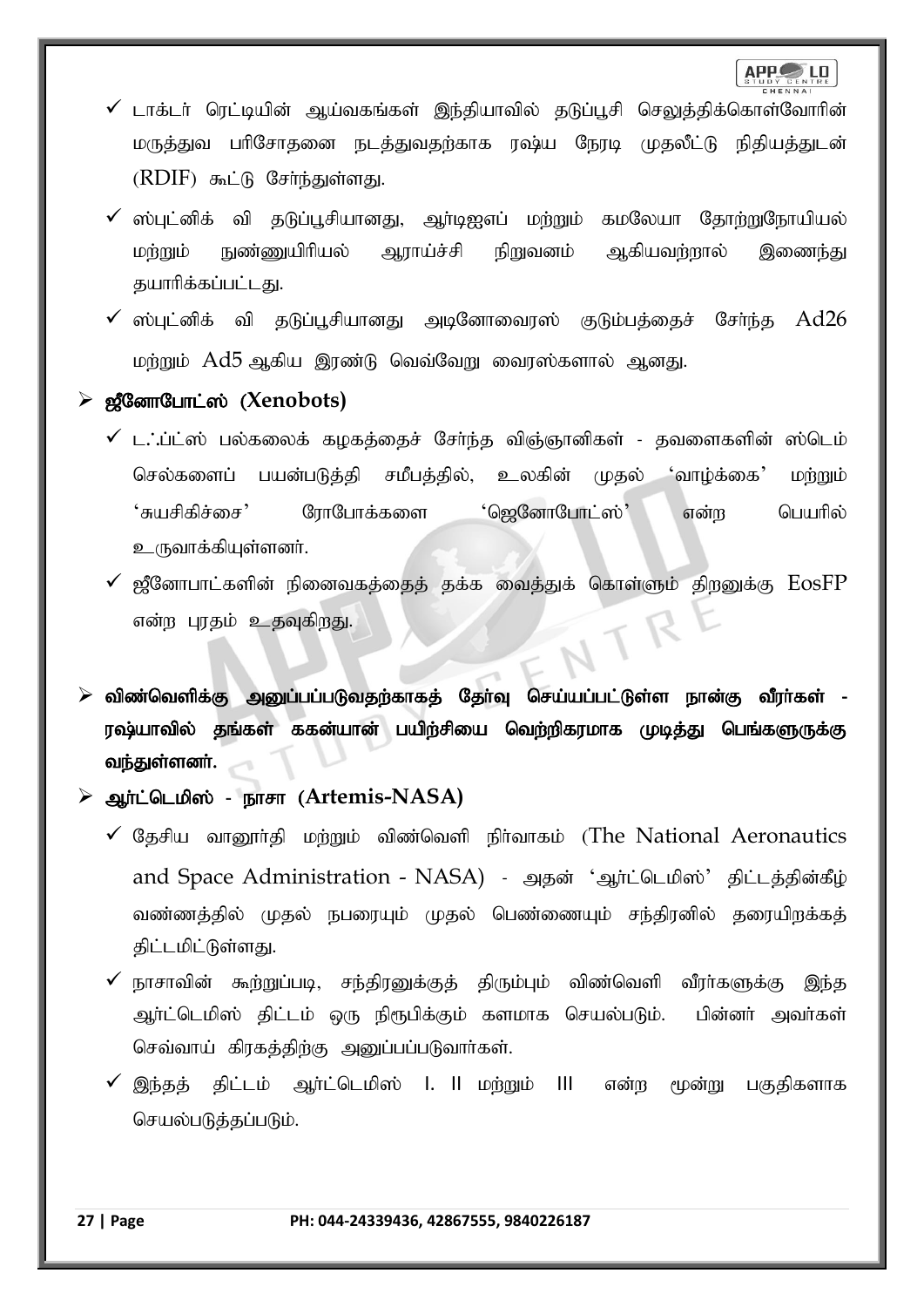- ✓ டாக்டர் ரெட்டியின் ஆய்வகங்கள் இந்தியாவில் தடுப்பூசி செலுத்திக்கொள்வோரின் மருத்துவ பரிசோதனை நடத்துவதற்காக ரஷ்ய நேரடி முதலீட்டு நிதியத்துடன் (RDIF) கூட்டு சேர்ந்துள்ளது.
- ✓ ஸ்புட்னிக் வி தடுப்பூசியானது, ஆர்டிஜஎப் மற்றும் கமலேயா தோற்றுநோயியல் மற்றும் நுண்ணுயிரியல் ஆராய்ச்சி நிறுவனம் ஆகியவற்றால் இணைந்து தயாரிக்கப்பட்டது.
- ✓ ஸ்புட்னிக் வி தடுப்பூசியானது அடினோவைரஸ் குடும்பத்தைச் சேர்ந்த Ad26 மற்றும் Ad5 ஆகிய இரண்டு வெவ்வேறு வைரஸ்களால் ஆனது.

- **ஜீனோபோட்ஸ் (Xenobots)**
  - ✓ டஃப்ட்ஸ் பல்கலைக் கழகத்தைச் சேர்ந்த விஞ்ஞானிகள் - தவளைகளின் ஸ்டெம் செல்களைப் பயன்படுத்தி சமீபத்தில், உலகின் முதல் 'வாழ்க்கை' மற்றும் 'சுயசிகிச்சை' ரோபோக்களை 'ஜெனோபோட்ஸ்' என்ற பெயரில் உருவாக்கியுள்ளனர்.
  - ✓ ஜீனோபாட்களின் நினைவகத்தைத் தக்க வைத்துக் கொள்ளும் திறனுக்கு EosFP என்ற புரதம் உதவுகிறது.

- **விண்வெளிக்கு அனுப்பப்படுவதற்காகத் தேர்வு செய்யப்பட்டுள்ள நான்கு வீரர்கள் - ரஷ்யாவில் தங்கள் ககன்யான் பயிற்சியை வெற்றிகரமாக முடித்து பெங்களூருக்கு வந்துள்ளனர்.**

- **ஆர்ட்டெமிஸ் - நாசா (Artemis-NASA)**
  - ✓ தேசிய வானூர்தி மற்றும் விண்வெளி நிர்வாகம் (The National Aeronautics and Space Administration - NASA) - அதன் 'ஆர்ட்டெமிஸ்' திட்டத்தின்கீழ் வண்ணத்தில் முதல் நபரையும் முதல் பெண்ணையும் சந்திரனில் தரையிறக்கத் திட்டமிட்டுள்ளது.
  - ✓ நாசாவின் கூற்றுப்படி, சந்திரனுக்குத் திரும்பும் விண்வெளி வீரர்களுக்கு இந்த ஆர்ட்டெமிஸ் திட்டம் ஒரு நிரூபிக்கும் களமாக செயல்படும். பின்னர் அவர்கள் செவ்வாய் கிரகத்திற்கு அனுப்பப்படுவார்கள்.
  - ✓ இந்தத் திட்டம் ஆர்ட்டெமிஸ் I. II மற்றும் III என்ற மூன்று பகுதிகளாக செயல்படுத்தப்படும்.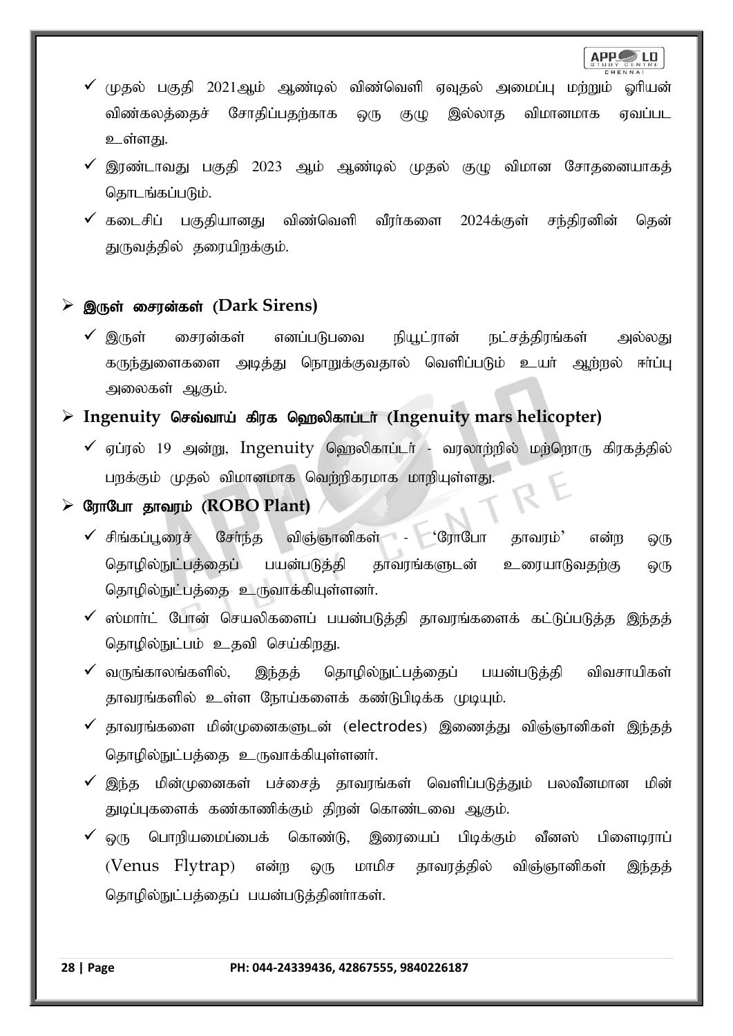- ✓ முதல் பகுதி 2021ஆம் ஆண்டில் விண்வெளி ஏவுதல் அமைப்பு மற்றும் ஓரியன் விண்கலத்தைச் சோதிப்பதற்காக ஒரு குழு இல்லாத விமானமாக ஏவப்பட உள்ளது.
- ✓ இரண்டாவது பகுதி 2023 ஆம் ஆண்டில் முதல் குழு விமான சோதனையாகத் தொடங்கப்படும்.
- ✓ கடைசிப் பகுதியானது விண்வெளி வீரர்களை 2024க்குள் சந்திரனின் தென் துருவத்தில் தரையிறக்கும்.

## ➢ இருள் சைரன்கள் (Dark Sirens)

- ✓ இருள் சைரன்கள் எனப்படுபவை நியூட்ரான் நட்சத்திரங்கள் அல்லது கருந்துளைகளை அடித்து நொறுக்குவதால் வெளிப்படும் உயர் ஆற்றல் ஈர்ப்பு அலைகள் ஆகும்.

## ➢ Ingenuity செவ்வாய் கிரக ஹெலிகாப்டர் (Ingenuity mars helicopter)

- ✓ ஏப்ரல் 19 அன்று, Ingenuity ஹெலிகாப்டர் - வரலாற்றில் மற்றொரு கிரகத்தில் பறக்கும் முதல் விமானமாக வெற்றிகரமாக மாறியுள்ளது.

## ➢ ரோபோ தாவரம் (ROBO Plant)

- ✓ சிங்கப்பூரைச் சேர்ந்த விஞ்ஞானிகள் - 'ரோபோ தாவரம்' என்ற ஒரு தொழில்நுட்பத்தைப் பயன்படுத்தி தாவரங்களுடன் உரையாடுவதற்கு ஒரு தொழில்நுட்பத்தை உருவாக்கியுள்ளனர்.
- ✓ ஸ்மார்ட் போன் செயலிகளைப் பயன்படுத்தி தாவரங்களைக் கட்டுப்படுத்த இந்தத் தொழில்நுட்பம் உதவி செய்கிறது.
- ✓ வருங்காலங்களில், இந்தத் தொழில்நுட்பத்தைப் பயன்படுத்தி விவசாயிகள் தாவரங்களில் உள்ள நோய்களைக் கண்டுபிடிக்க முடியும்.
- ✓ தாவரங்களை மின்முனைகளுடன் (electrodes) இணைத்து விஞ்ஞானிகள் இந்தத் தொழில்நுட்பத்தை உருவாக்கியுள்ளனர்.
- ✓ இந்த மின்முனைகள் பச்சைத் தாவரங்கள் வெளிப்படுத்தும் பலவீனமான மின் துடிப்புகளைக் கண்காணிக்கும் திறன் கொண்டவை ஆகும்.
- ✓ ஒரு பொறியமைப்பைக் கொண்டு, இரையைப் பிடிக்கும் வீனஸ் பிளைடிராப் (Venus Flytrap) என்ற ஒரு மாமிச தாவரத்தில் விஞ்ஞானிகள் இந்தத் தொழில்நுட்பத்தைப் பயன்படுத்தினார்கள்.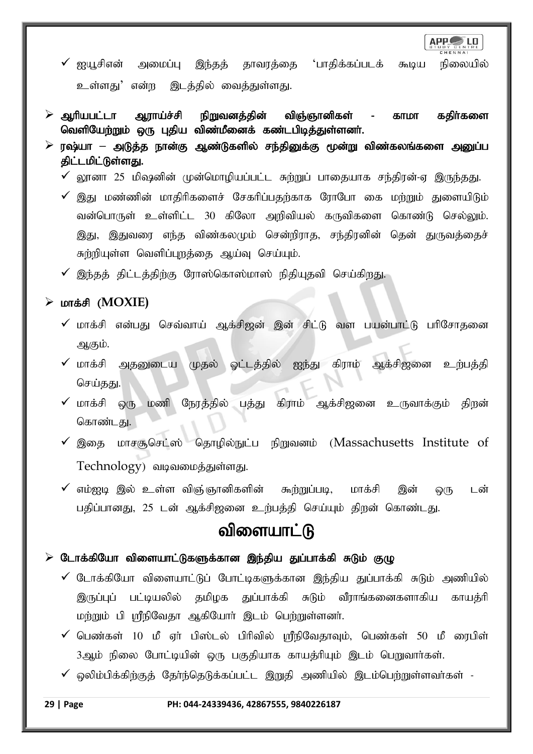- ஐயூசிஎன் அமைப்பு இந்தத் தாவரத்தை ‘பாதிக்கப்படக் கூடிய நிலையில் உள்ளது’ என்ற இடத்தில் வைத்துள்ளது.

- **ஆரியபட்டா ஆராய்ச்சி நிறுவனத்தின் விஞ்ஞானிகள் - காமா கதிர்களை வெளியேற்றும் ஒரு புதிய விண்மீனைக் கண்டபிடித்துள்ளனர்.**

- **ரஷ்யா – அடுத்த நான்கு ஆண்டுகளில் சந்தினுக்கு மூன்று விண்கலங்களை அனுப்ப திட்டமிட்டுள்ளது.**
  - லூனா 25 மிஷனின் முன்மொழியப்பட்ட சுற்றுப் பாதையாக சந்திரன்-ஏ இருந்தது.
  - இது மண்ணின் மாதிரிகளைச் சேகரிப்பதற்காக ரோபோ கை மற்றும் துளையிடும் வன்பொருள் உள்ளிட்ட 30 கிலோ அறிவியல் கருவிகளை கொண்டு செல்லும். இது, இதுவரை எந்த விண்கலமும் சென்றிராத, சந்திரனின் தென் துருவத்தைச் சுற்றியுள்ள வெளிப்புறத்தை ஆய்வு செய்யும்.
  - இந்தத் திட்டத்திற்கு ரோஸ்கொஸ்மாஸ் நிதியுதவி செய்கிறது.

- **மாக்சி (MOXIE)**
  - மாக்சி என்பது செவ்வாய் ஆக்சிஜன் இன் சிட்டு வள பயன்பாட்டு பரிசோதனை ஆகும்.
  - மாக்சி அதனுடைய முதல் ஓட்டத்தில் ஐந்து கிராம் ஆக்சிஜனை உற்பத்தி செய்தது.
  - மாக்சி ஒரு மணி நேரத்தில் பத்து கிராம் ஆக்சிஜனை உருவாக்கும் திறன் கொண்டது.
  - இதை மாசசூசெட்ஸ் தொழில்நுட்ப நிறுவனம் (Massachusetts Institute of Technology) வடிவமைத்துள்ளது.
  - எம்ஐடி இல் உள்ள விஞ்ஞானிகளின் கூற்றுப்படி, மாக்சி இன் ஒரு டன் பதிப்பானது, 25 டன் ஆக்சிஜனை உற்பத்தி செய்யும் திறன் கொண்டது.

# விளையாட்டு

- **டோக்கியோ விளையாட்டுகளுக்கான இந்திய துப்பாக்கி சுடும் குழு**
  - டோக்கியோ விளையாட்டுப் போட்டிகளுக்கான இந்திய துப்பாக்கி சுடும் அணியில் இருப்புப் பட்டியலில் தமிழக துப்பாக்கி சுடும் வீராங்கனைகளாகிய காயத்ரி மற்றும் பி ஸ்ரீநிவேதா ஆகியோர் இடம் பெற்றுள்ளனர்.
  - பெண்கள் 10 மீ ஏர் பிஸ்டல் பிரிவில் ஸ்ரீநிவேதாவும், பெண்கள் 50 மீ ரைபிள் 3ஆம் நிலை போட்டியின் ஒரு பகுதியாக காயத்ரியும் இடம் பெறுவார்கள்.
  - ஒலிம்பிக்கிற்குத் தேர்ந்தெடுக்கப்பட்ட இறுதி அணியில் இடம்பெற்றுள்ளவர்கள் -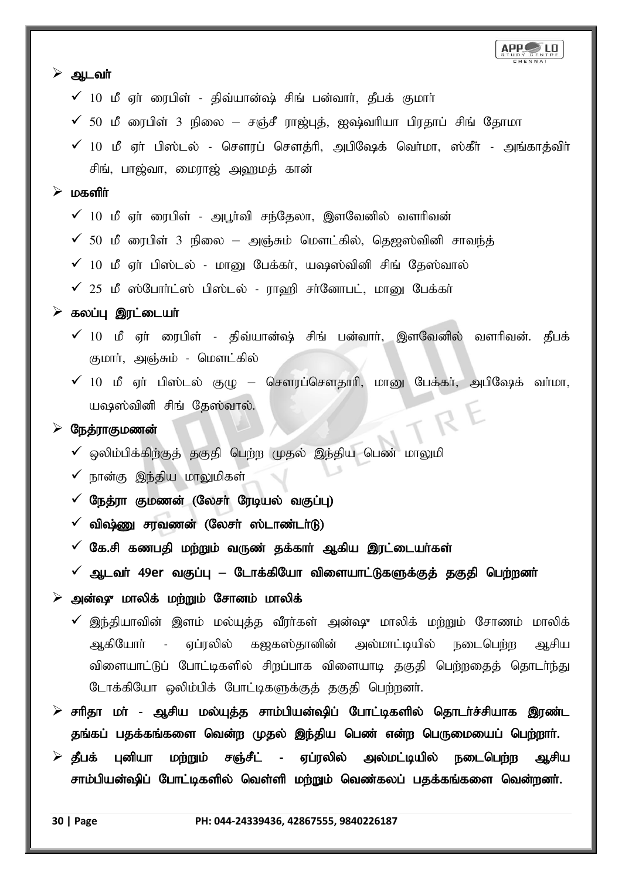- **ஆடவர்**
  - 10 மீ ஏர் ரைபிள் - திவ்யான்ஷ் சிங் பன்வார், தீபக் குமார்
  - 50 மீ ரைபிள் 3 நிலை – சஞ்சீ ராஜ்புத், ஐஷ்வரியா பிரதாப் சிங் தோமா
  - 10 மீ ஏர் பிஸ்டல் - சௌரப் சௌத்ரி, அபிஷேக் வெர்மா, ஸ்கீர் - அங்காத்விர் சிங், பாஜ்வா, மைராஜ் அஹமத் கான்
- **மகளிர்**
  - 10 மீ ஏர் ரைபிள் - அபூர்வி சந்தேலா, இளவேனில் வளரிவன்
  - 50 மீ ரைபிள் 3 நிலை – அஞ்சும் மௌட்கில், தெஜஸ்வினி சாவந்த்
  - 10 மீ ஏர் பிஸ்டல் - மானு பேக்கர், யஷஸ்வினி சிங் தேஸ்வால்
  - 25 மீ ஸ்போர்ட்ஸ் பிஸ்டல் - ராஹி சர்னோபட், மானு பேக்கர்
- **கலப்பு இரட்டையர்**
  - 10 மீ ஏர் ரைபிள் - திவ்யான்ஷ் சிங் பன்வார், இளவேனில் வளரிவன். தீபக் குமார், அஞ்சும் - மௌட்கில்
  - 10 மீ ஏர் பிஸ்டல் குழு – சௌரப்சௌதாரி, மானு பேக்கர், அபிஷேக் வர்மா, யஷஸ்வினி சிங் தேஸ்வால்.
- **நேத்ராகுமணன்**
  - ஒலிம்பிக்கிற்குத் தகுதி பெற்ற முதல் இந்திய பெண் மாலுமி
  - நான்கு இந்திய மாலுமிகள்
  - **நேத்ரா குமணன் (லேசர் ரேடியல் வகுப்பு)**
  - **விஷ்ணு சரவணன் (லேசர் ஸ்டாண்டர்டு)**
  - **கே.சி கணபதி மற்றும் வருண் தக்கார் ஆகிய இரட்டையர்கள்**
  - **ஆடவர் 49er வகுப்பு – டோக்கியோ விளையாட்டுகளுக்குத் தகுதி பெற்றனர்**
- **அன்ஷு மாலிக் மற்றும் சோனம் மாலிக்**
  - இந்தியாவின் இளம் மல்யுத்த வீரர்கள் அன்ஷு மாலிக் மற்றும் சோணம் மாலிக் ஆகியோர் - ஏப்ரலில் கஜகஸ்தானின் அல்மாட்டியில் நடைபெற்ற ஆசிய விளையாட்டுப் போட்டிகளில் சிறப்பாக விளையாடி தகுதி பெற்றதைத் தொடர்ந்து டோக்கியோ ஒலிம்பிக் போட்டிகளுக்குத் தகுதி பெற்றனர்.
- **சரிதா மர் - ஆசிய மல்யுத்த சாம்பியன்ஷிப் போட்டிகளில் தொடர்ச்சியாக இரண்ட தங்கப் பதக்கங்களை வென்ற முதல் இந்திய பெண் என்ற பெருமையைப் பெற்றார்.**
- **தீபக் புனியா மற்றும் சஞ்சீட் - ஏப்ரலில் அல்மட்டியில் நடைபெற்ற ஆசிய சாம்பியன்ஷிப் போட்டிகளில் வெள்ளி மற்றும் வெண்கலப் பதக்கங்களை வென்றனர்.**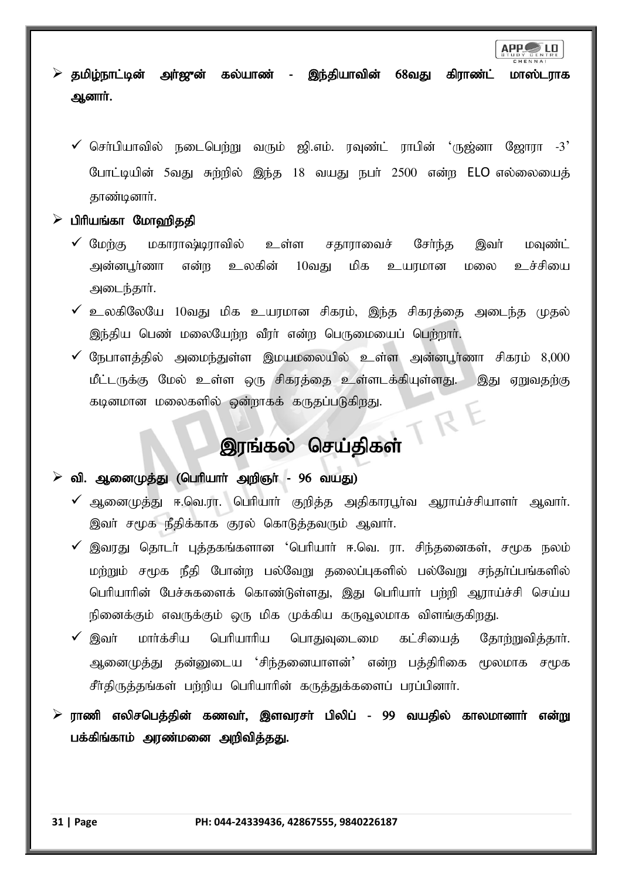- **தமிழ்நாட்டின் அர்ஜுன் கல்யாண் - இந்தியாவின் 68வது கிராண்ட் மாஸ்டராக ஆனார்.**
    - ✓ செர்பியாவில் நடைபெற்று வரும் ஜி.எம். ரவுண்ட் ராபின் 'ருஜ்னா ஜோரா -3' போட்டியின் 5வது சுற்றில் இந்த 18 வயது நபர் 2500 என்ற ELO எல்லையைத் தாண்டினார்.
- **பிரியங்கா மோஹிதகி**
    - ✓ மேற்கு மகாராஷ்டிராவில் உள்ள சதாராவைச் சேர்ந்த இவர் மவுண்ட் அன்னபூர்ணா என்ற உலகின் 10வது மிக உயரமான மலை உச்சியை அடைந்தார்.
    - ✓ உலகிலேயே 10வது மிக உயரமான சிகரம், இந்த சிகரத்தை அடைந்த முதல் இந்திய பெண் மலையேற்ற வீரர் என்ற பெருமையைப் பெற்றார்.
    - ✓ நேபாளத்தில் அமைந்துள்ள இமயமலையில் உள்ள அன்னபூர்ணா சிகரம் 8,000 மீட்டருக்கு மேல் உள்ள ஒரு சிகரத்தை உள்ளடக்கியுள்ளது. இது ஏறுவதற்கு கடினமான மலைகளில் ஒன்றாகக் கருதப்படுகிறது.

# இரங்கல் செய்திகள்

- **வி. ஆனைமுத்து (பெரியார் அறிஞர் - 96 வயது)**
    - ✓ ஆனைமுத்து ஈ.வெ.ரா. பெரியார் குறித்த அதிகாரபூர்வ ஆராய்ச்சியாளர் ஆவார். இவர் சமூக நீதிக்காக குரல் கொடுத்தவரும் ஆவார்.
    - ✓ இவரது தொடர் புத்தகங்களான 'பெரியார் ஈ.வெ. ரா. சிந்தனைகள், சமூக நலம் மற்றும் சமூக நீதி போன்ற பல்வேறு தலைப்புகளில் பல்வேறு சந்தர்ப்பங்களில் பெரியாரின் பேச்சுகளைக் கொண்டுள்ளது, இது பெரியார் பற்றி ஆராய்ச்சி செய்ய நினைக்கும் எவருக்கும் ஒரு மிக முக்கிய கருவூலமாக விளங்குகிறது.
    - ✓ இவர் மார்க்சிய பெரியாரிய பொதுவுடைமை கட்சியைத் தோற்றுவித்தார். ஆனைமுத்து தன்னுடைய 'சிந்தனையாளன்' என்ற பத்திரிகை மூலமாக சமூக சீர்திருத்தங்கள் பற்றிய பெரியாரின் கருத்துக்களைப் பரப்பினார்.
- **ராணி எலிசபெத்தின் கணவர், இளவரசர் பிலிப் - 99 வயதில் காலமானார் என்று பக்கிங்காம் அரண்மனை அறிவித்தது.**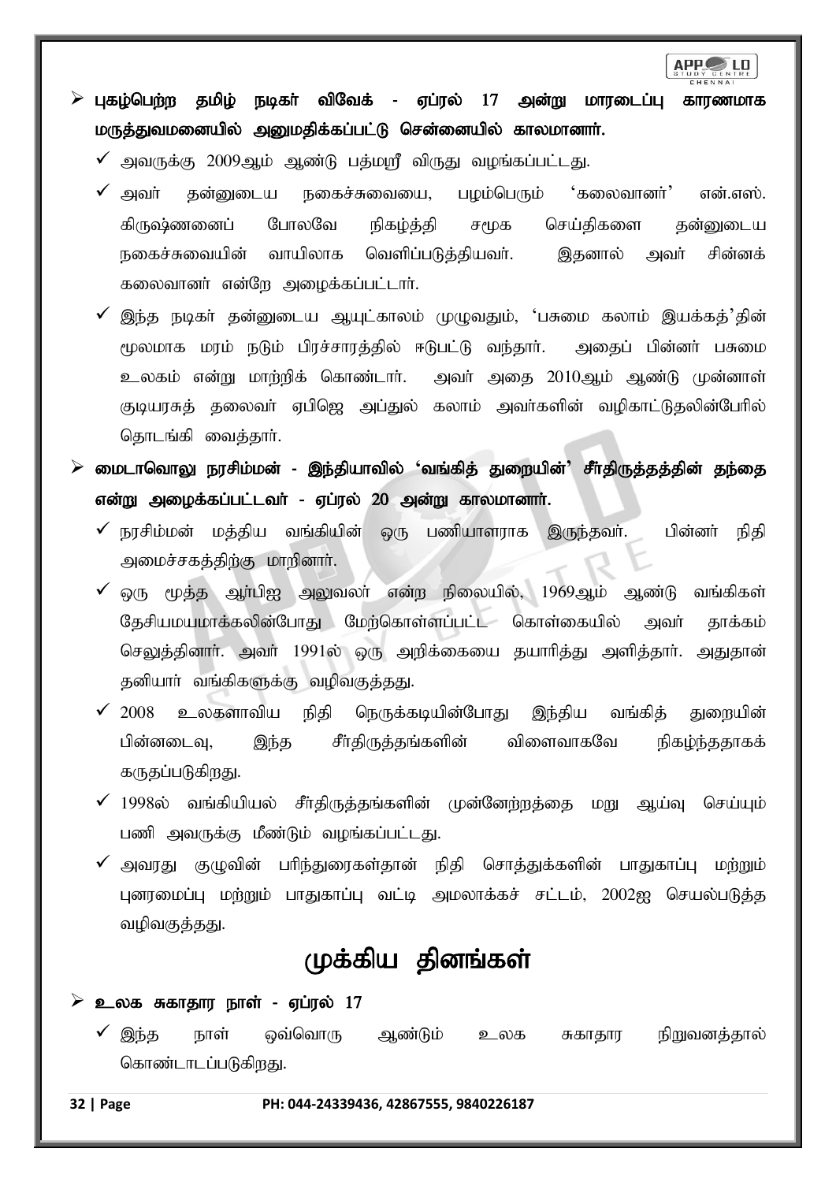- **புகழ்பெற்ற தமிழ் நடிகர் விவேக் - ஏப்ரல் 17 அன்று மாரடைப்பு காரணமாக மருத்துவமனையில் அனுமதிக்கப்பட்டு சென்னையில் காலமானார்.**
  - ✓ அவருக்கு 2009ஆம் ஆண்டு பத்மஸ்ரீ விருது வழங்கப்பட்டது.
  - ✓ அவர் தன்னுடைய நகைச்சுவையை, பழம்பெரும் 'கலைவானர்' என்.எஸ். கிருஷ்ணனைப் போலவே நிகழ்த்தி சமூக செய்திகளை தன்னுடைய நகைச்சுவையின் வாயிலாக வெளிப்படுத்தியவர். இதனால் அவர் சின்னக் கலைவானர் என்றே அழைக்கப்பட்டார்.
  - ✓ இந்த நடிகர் தன்னுடைய ஆயுட்காலம் முழுவதும், 'பசுமை கலாம் இயக்கத்'தின் மூலமாக மரம் நடும் பிரச்சாரத்தில் ஈடுபட்டு வந்தார். அதைப் பின்னர் பசுமை உலகம் என்று மாற்றிக் கொண்டார். அவர் அதை 2010ஆம் ஆண்டு முன்னாள் குடியரசுத் தலைவர் ஏபிஜெ அப்துல் கலாம் அவர்களின் வழிகாட்டுதலின்பேரில் தொடங்கி வைத்தார்.
- **மைடாவொலு நரசிம்மன் - இந்தியாவில் 'வங்கித் துறையின்' சீர்திருத்தத்தின் தந்தை என்று அழைக்கப்பட்டவர் - ஏப்ரல் 20 அன்று காலமானார்.**
  - ✓ நரசிம்மன் மத்திய வங்கியின் ஒரு பணியாளராக இருந்தவர். பின்னர் நிதி அமைச்சகத்திற்கு மாறினார்.
  - ✓ ஒரு மூத்த ஆர்பிஐ அலுவலர் என்ற நிலையில், 1969ஆம் ஆண்டு வங்கிகள் தேசியமயமாக்கலின்போது மேற்கொள்ளப்பட்ட கொள்கையில் அவர் தாக்கம் செலுத்தினார். அவர் 1991ல் ஒரு அறிக்கையை தயாரித்து அளித்தார். அதுதான் தனியார் வங்கிகளுக்கு வழிவகுத்தது.
  - ✓ 2008 உலகளாவிய நிதி நெருக்கடியின்போது இந்திய வங்கித் துறையின் பின்னடைவு, இந்த சீர்திருத்தங்களின் விளைவாகவே நிகழ்ந்ததாகக் கருதப்படுகிறது.
  - ✓ 1998ல் வங்கியியல் சீர்திருத்தங்களின் முன்னேற்றத்தை மறு ஆய்வு செய்யும் பணி அவருக்கு மீண்டும் வழங்கப்பட்டது.
  - ✓ அவரது குழுவின் பரிந்துரைகள்தான் நிதி சொத்துக்களின் பாதுகாப்பு மற்றும் புனரமைப்பு மற்றும் பாதுகாப்பு வட்டி அமலாக்கச் சட்டம், 2002ஐ செயல்படுத்த வழிவகுத்தது.

## முக்கிய தினங்கள்

- **உலக சுகாதார நாள் - ஏப்ரல் 17**
  - ✓ இந்த நாள் ஒவ்வொரு ஆண்டும் உலக சுகாதார நிறுவனத்தால் கொண்டாடப்படுகிறது.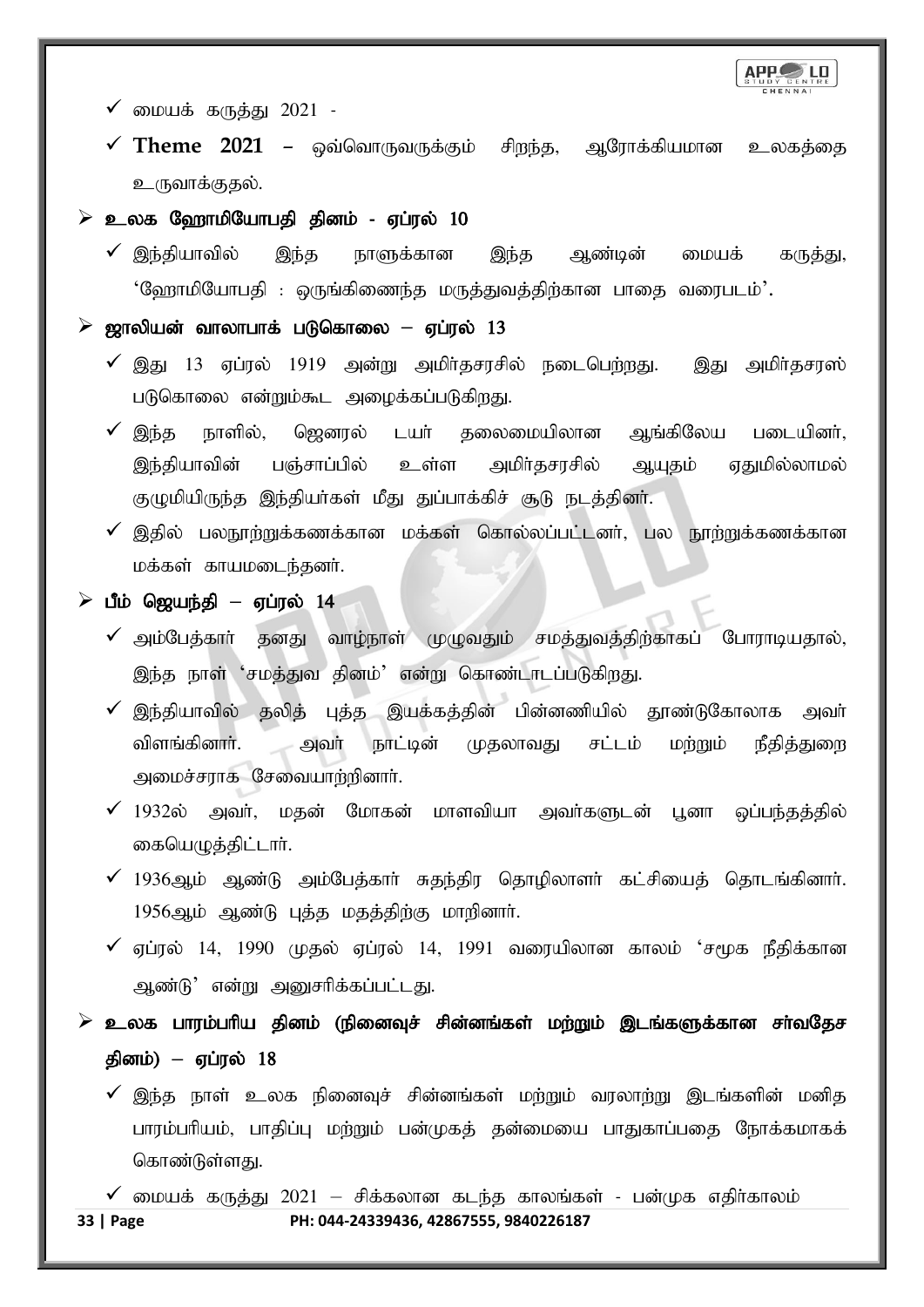- ✓ மையக் கருத்து 2021 -
- ✓ **Theme 2021** – ஒவ்வொருவருக்கும் சிறந்த, ஆரோக்கியமான உலகத்தை உருவாக்குதல்.

## ➢ உலக ஹோமியோபதி தினம் - ஏப்ரல் 10

- ✓ இந்தியாவில் இந்த நாளுக்கான இந்த ஆண்டின் மையக் கருத்து, 'ஹோமியோபதி : ஒருங்கிணைந்த மருத்துவத்திற்கான பாதை வரைபடம்'.

## ➢ ஜாலியன் வாலாபாக் படுகொலை – ஏப்ரல் 13

- ✓ இது 13 ஏப்ரல் 1919 அன்று அமிர்தசரசில் நடைபெற்றது. இது அமிர்தசரஸ் படுகொலை என்றும்கூட அழைக்கப்படுகிறது.
- ✓ இந்த நாளில், ஜெனரல் டயர் தலைமையிலான ஆங்கிலேய படையினர், இந்தியாவின் பஞ்சாப்பில் உள்ள அமிர்தசரசில் ஆயுதம் ஏதுமில்லாமல் குழுமியிருந்த இந்தியர்கள் மீது துப்பாக்கிச் சூடு நடத்தினர்.
- ✓ இதில் பலநூற்றுக்கணக்கான மக்கள் கொல்லப்பட்டனர், பல நூற்றுக்கணக்கான மக்கள் காயமடைந்தனர்.

## ➢ பீம் ஜெயந்தி – ஏப்ரல் 14

- ✓ அம்பேத்கர் தனது வாழ்நாள் முழுவதும் சமத்துவத்திற்காகப் போராடியதால், இந்த நாள் 'சமத்துவ தினம்' என்று கொண்டாடப்படுகிறது.
- ✓ இந்தியாவில் தலித் புத்த இயக்கத்தின் பின்னணியில் தூண்டுகோலாக அவர் விளங்கினார். அவர் நாட்டின் முதலாவது சட்டம் மற்றும் நீதித்துறை அமைச்சராக சேவையாற்றினார்.
- ✓ 1932ல் அவர், மதன் மோகன் மாளவியா அவர்களுடன் பூனா ஒப்பந்தத்தில் கையெழுத்திட்டார்.
- ✓ 1936ஆம் ஆண்டு அம்பேத்கார் சுதந்திர தொழிலாளர் கட்சியைத் தொடங்கினார். 1956ஆம் ஆண்டு புத்த மதத்திற்கு மாறினார்.
- ✓ ஏப்ரல் 14, 1990 முதல் ஏப்ரல் 14, 1991 வரையிலான காலம் 'சமூக நீதிக்கான ஆண்டு' என்று அனுசரிக்கப்பட்டது.

## ➢ உலக பாரம்பரிய தினம் (நினைவுச் சின்னங்கள் மற்றும் இடங்களுக்கான சர்வதேச தினம்) – ஏப்ரல் 18

- ✓ இந்த நாள் உலக நினைவுச் சின்னங்கள் மற்றும் வரலாற்று இடங்களின் மனித பாரம்பரியம், பாதிப்பு மற்றும் பன்முகத் தன்மையை பாதுகாப்பதை நோக்கமாகக் கொண்டுள்ளது.
- ✓ மையக் கருத்து 2021 – சிக்கலான கடந்த காலங்கள் - பன்முக எதிர்காலம்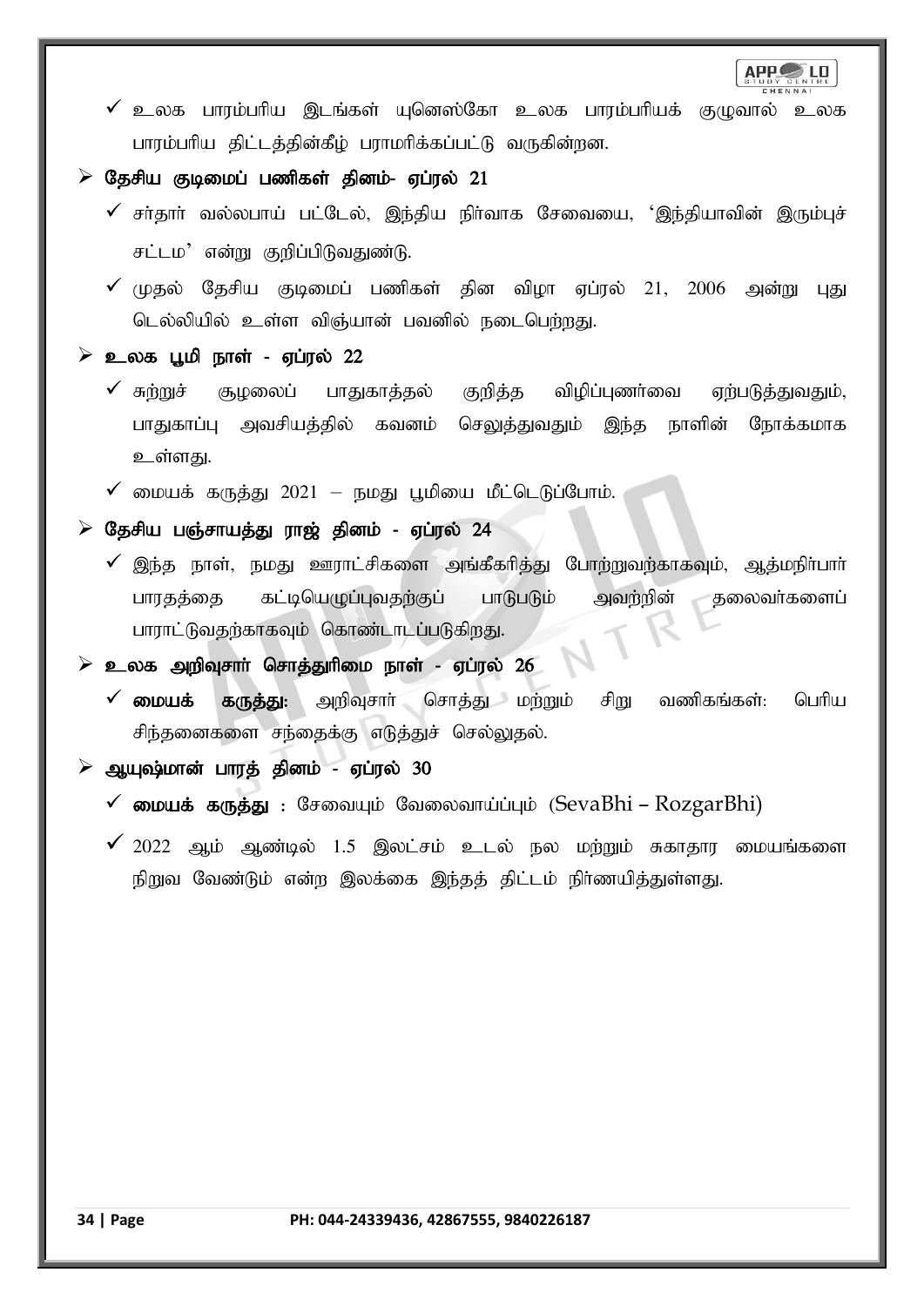- ✓ உலக பாரம்பரிய இடங்கள் யுனெஸ்கோ உலக பாரம்பரியக் குழுவால் உலக பாரம்பரிய திட்டத்தின்கீழ் பராமரிக்கப்பட்டு வருகின்றன.

➢ **தேசிய குடிமைப் பணிகள் தினம்- ஏப்ரல் 21**

- ✓ சர்தார் வல்லபாய் பட்டேல், இந்திய நிர்வாக சேவையை, 'இந்தியாவின் இரும்புச் சட்டம்' என்று குறிப்பிடுவதுண்டு.
- ✓ முதல் தேசிய குடிமைப் பணிகள் தின விழா ஏப்ரல் 21, 2006 அன்று புது டெல்லியில் உள்ள விஞ்யான் பவனில் நடைபெற்றது.

➢ **உலக பூமி நாள் - ஏப்ரல் 22**

- ✓ சுற்றுச் சூழலைப் பாதுகாத்தல் குறித்த விழிப்புணர்வை ஏற்படுத்துவதும், பாதுகாப்பு அவசியத்தில் கவனம் செலுத்துவதும் இந்த நாளின் நோக்கமாக உள்ளது.
- ✓ மையக் கருத்து 2021 – நமது பூமியை மீட்டெடுப்போம்.

➢ **தேசிய பஞ்சாயத்து ராஜ் தினம் - ஏப்ரல் 24**

- ✓ இந்த நாள், நமது ஊராட்சிகளை அங்கீகரித்து போற்றுவதற்காகவும், ஆத்மநிர்பார் பாரதத்தை கட்டியெழுப்புவதற்குப் பாடுபடும் அவற்றின் தலைவர்களைப் பாராட்டுவதற்காகவும் கொண்டாடப்படுகிறது.

➢ **உலக அறிவுசார் சொத்துரிமை நாள் - ஏப்ரல் 26**

- ✓ **மையக் கருத்து:** அறிவுசார் சொத்து மற்றும் சிறு வணிகங்கள்: பெரிய சிந்தனைகளை சந்தைக்கு எடுத்துச் செல்லுதல்.

➢ **ஆயுஷ்மான் பாரத் தினம் - ஏப்ரல் 30**

- ✓ **மையக் கருத்து** : சேவையும் வேலைவாய்ப்பும் (SevaBhi – RozgarBhi)
- ✓ 2022 ஆம் ஆண்டில் 1.5 இலட்சம் உடல் நல மற்றும் சுகாதார மையங்களை நிறுவ வேண்டும் என்ற இலக்கை இந்தத் திட்டம் நிர்ணயித்துள்ளது.